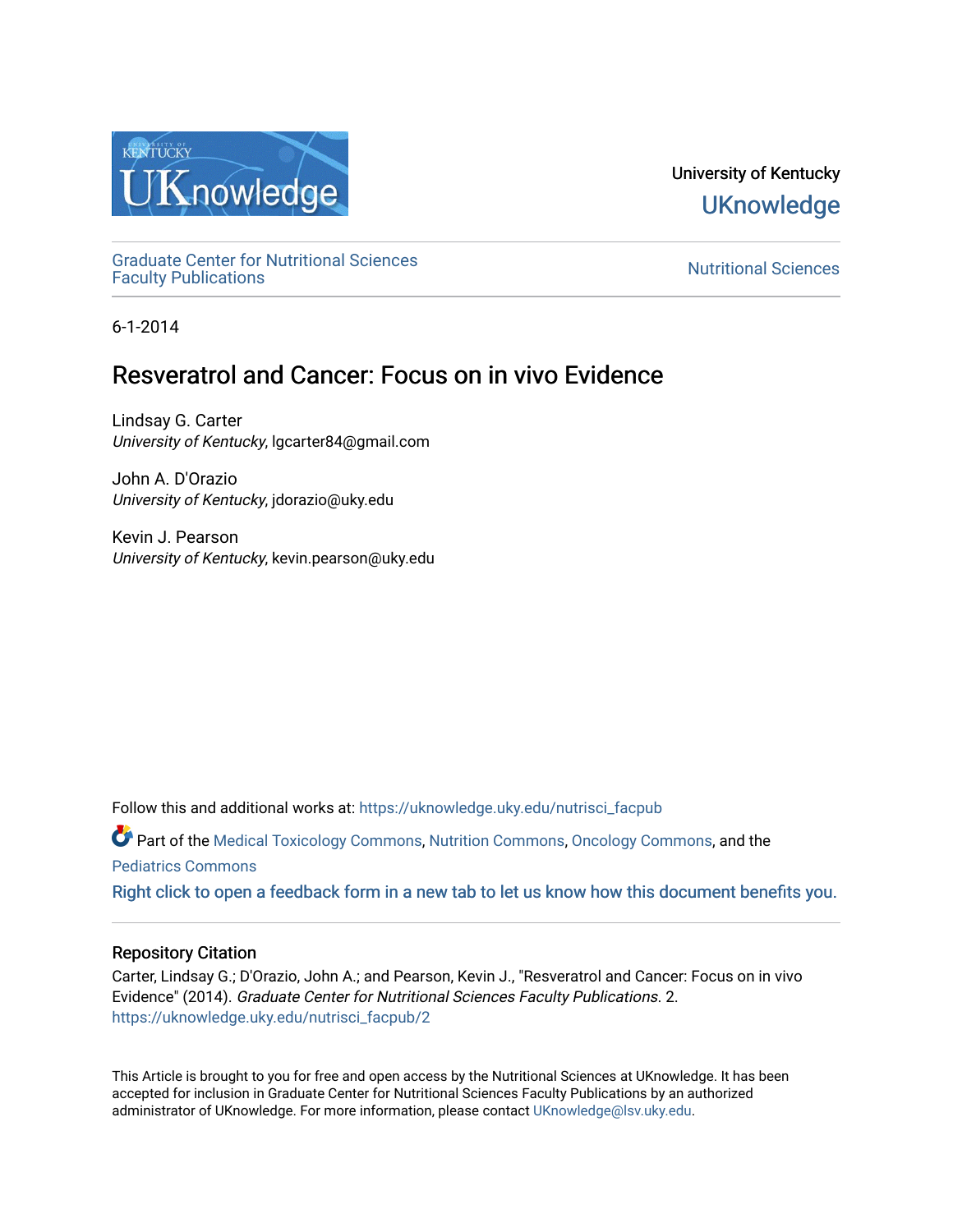University of Kentucky

UKnowledge

Graduate Center for Nutritional Sciences Faculty Publications

Nutritional Sciences

6-1-2014

# Resveratrol and Cancer: Focus on in vivo Evidence

Lindsay G. Carter
*University of Kentucky*, lgcarter84@gmail.com

John A. D'Orazio
*University of Kentucky*, jdorazio@uky.edu

Kevin J. Pearson
*University of Kentucky*, kevin.pearson@uky.edu

Follow this and additional works at: https://uknowledge.uky.edu/nutrisci_facpub

Part of the Medical Toxicology Commons, Nutrition Commons, Oncology Commons, and the Pediatrics Commons

Right click to open a feedback form in a new tab to let us know how this document benefits you.

## Repository Citation

Carter, Lindsay G.; D'Orazio, John A.; and Pearson, Kevin J., "Resveratrol and Cancer: Focus on in vivo Evidence" (2014). *Graduate Center for Nutritional Sciences Faculty Publications*. 2.
https://uknowledge.uky.edu/nutrisci_facpub/2

This Article is brought to you for free and open access by the Nutritional Sciences at UKnowledge. It has been accepted for inclusion in Graduate Center for Nutritional Sciences Faculty Publications by an authorized administrator of UKnowledge. For more information, please contact UKnowledge@lsv.uky.edu.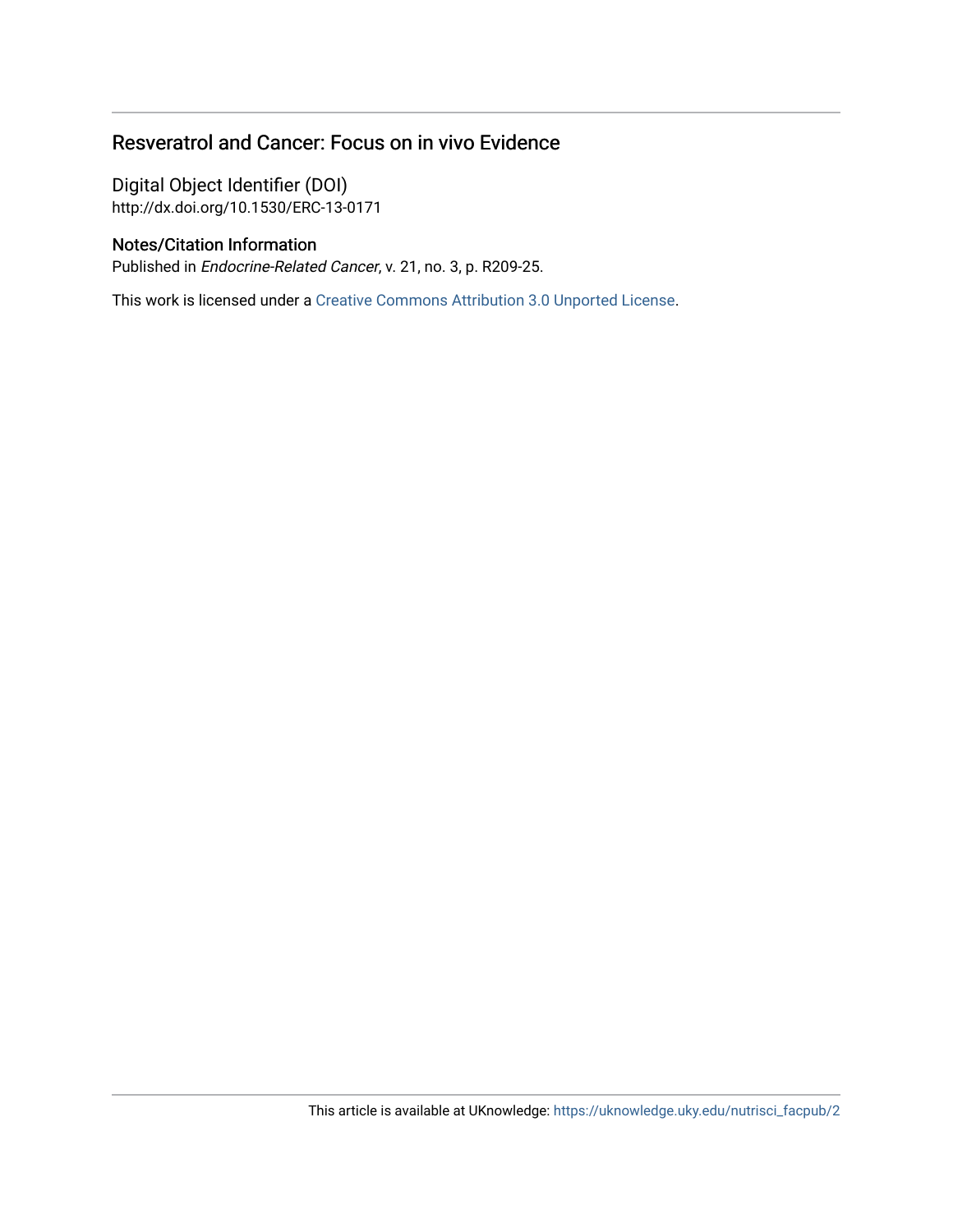## Resveratrol and Cancer: Focus on in vivo Evidence

### Digital Object Identifier (DOI)

http://dx.doi.org/10.1530/ERC-13-0171

### Notes/Citation Information

Published in *Endocrine-Related Cancer*, v. 21, no. 3, p. R209-25.

This work is licensed under a Creative Commons Attribution 3.0 Unported License.

This article is available at UKnowledge: https://uknowledge.uky.edu/nutrisci_facpub/2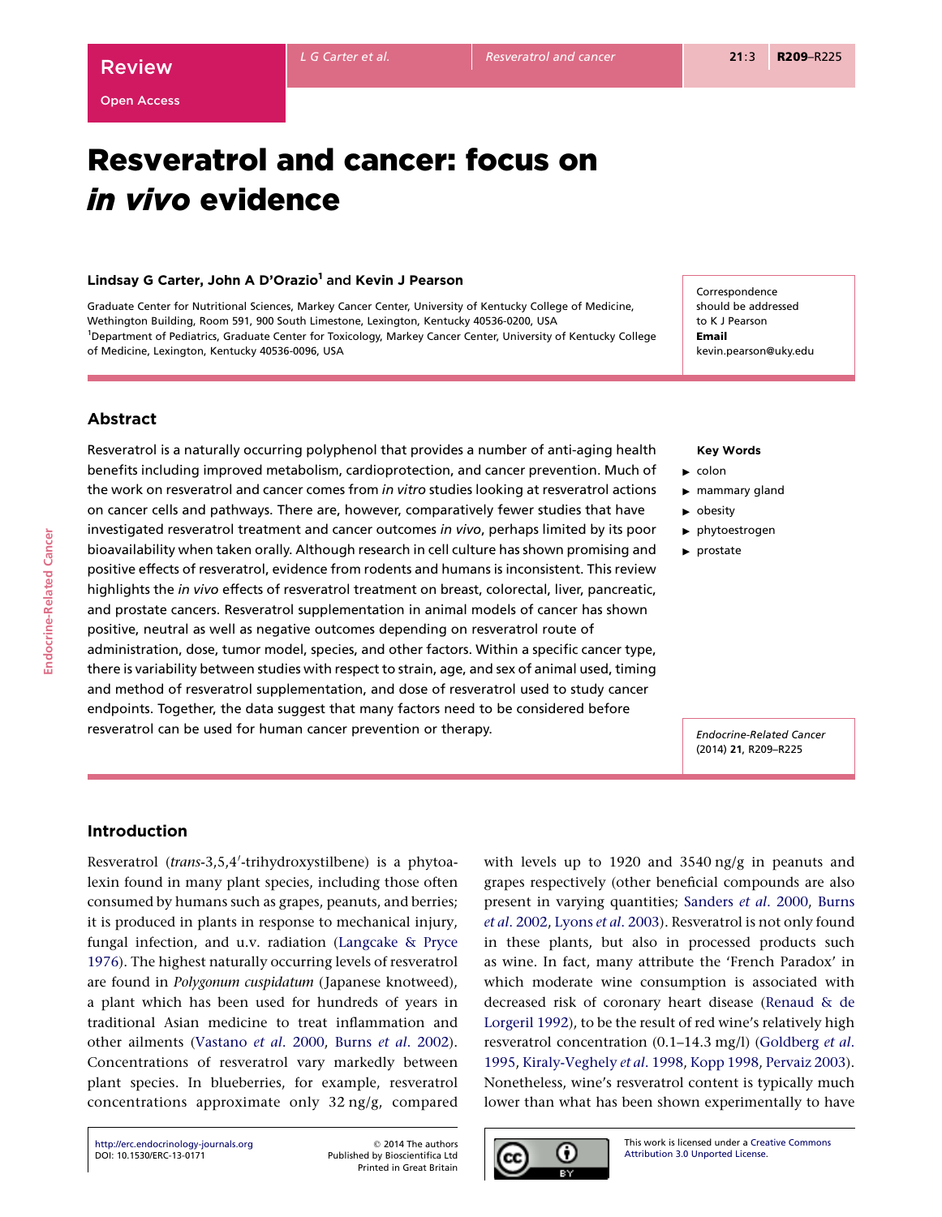# Resveratrol and cancer: focus on *in vivo* evidence

**Lindsay G Carter, John A D'Orazio[1] and Kevin J Pearson**

Graduate Center for Nutritional Sciences, Markey Cancer Center, University of Kentucky College of Medicine, Wethington Building, Room 591, 900 South Limestone, Lexington, Kentucky 40536-0200, USA
[1]Department of Pediatrics, Graduate Center for Toxicology, Markey Cancer Center, University of Kentucky College of Medicine, Lexington, Kentucky 40536-0096, USA

Correspondence should be addressed to K J Pearson
**Email**
kevin.pearson@uky.edu

## Abstract

Resveratrol is a naturally occurring polyphenol that provides a number of anti-aging health benefits including improved metabolism, cardioprotection, and cancer prevention. Much of the work on resveratrol and cancer comes from *in vitro* studies looking at resveratrol actions on cancer cells and pathways. There are, however, comparatively fewer studies that have investigated resveratrol treatment and cancer outcomes *in vivo*, perhaps limited by its poor bioavailability when taken orally. Although research in cell culture has shown promising and positive effects of resveratrol, evidence from rodents and humans is inconsistent. This review highlights the *in vivo* effects of resveratrol treatment on breast, colorectal, liver, pancreatic, and prostate cancers. Resveratrol supplementation in animal models of cancer has shown positive, neutral as well as negative outcomes depending on resveratrol route of administration, dose, tumor model, species, and other factors. Within a specific cancer type, there is variability between studies with respect to strain, age, and sex of animal used, timing and method of resveratrol supplementation, and dose of resveratrol used to study cancer endpoints. Together, the data suggest that many factors need to be considered before resveratrol can be used for human cancer prevention or therapy.

**Key Words**

- colon
- mammary gland
- obesity
- phytoestrogen
- prostate

*Endocrine-Related Cancer* (2014) **21**, R209–R225

## Introduction

Resveratrol (*trans*-3,5,4′-trihydroxystilbene) is a phytoalexin found in many plant species, including those often consumed by humans such as grapes, peanuts, and berries; it is produced in plants in response to mechanical injury, fungal infection, and u.v. radiation (Langcake & Pryce 1976). The highest naturally occurring levels of resveratrol are found in *Polygonum cuspidatum* (Japanese knotweed), a plant which has been used for hundreds of years in traditional Asian medicine to treat inflammation and other ailments (Vastano *et al*. 2000, Burns *et al*. 2002). Concentrations of resveratrol vary markedly between plant species. In blueberries, for example, resveratrol concentrations approximate only 32 ng/g, compared with levels up to 1920 and 3540 ng/g in peanuts and grapes respectively (other beneficial compounds are also present in varying quantities; Sanders *et al*. 2000, Burns *et al*. 2002, Lyons *et al*. 2003). Resveratrol is not only found in these plants, but also in processed products such as wine. In fact, many attribute the 'French Paradox' in which moderate wine consumption is associated with decreased risk of coronary heart disease (Renaud & de Lorgeril 1992), to be the result of red wine's relatively high resveratrol concentration (0.1–14.3 mg/l) (Goldberg *et al*. 1995, Kiraly-Veghely *et al*. 1998, Kopp 1998, Pervaiz 2003). Nonetheless, wine's resveratrol content is typically much lower than what has been shown experimentally to have

http://erc.endocrinology-journals.org
DOI: 10.1530/ERC-13-0171

© 2014 The authors
Published by Bioscientifica Ltd
Printed in Great Britain

This work is licensed under a Creative Commons Attribution 3.0 Unported License.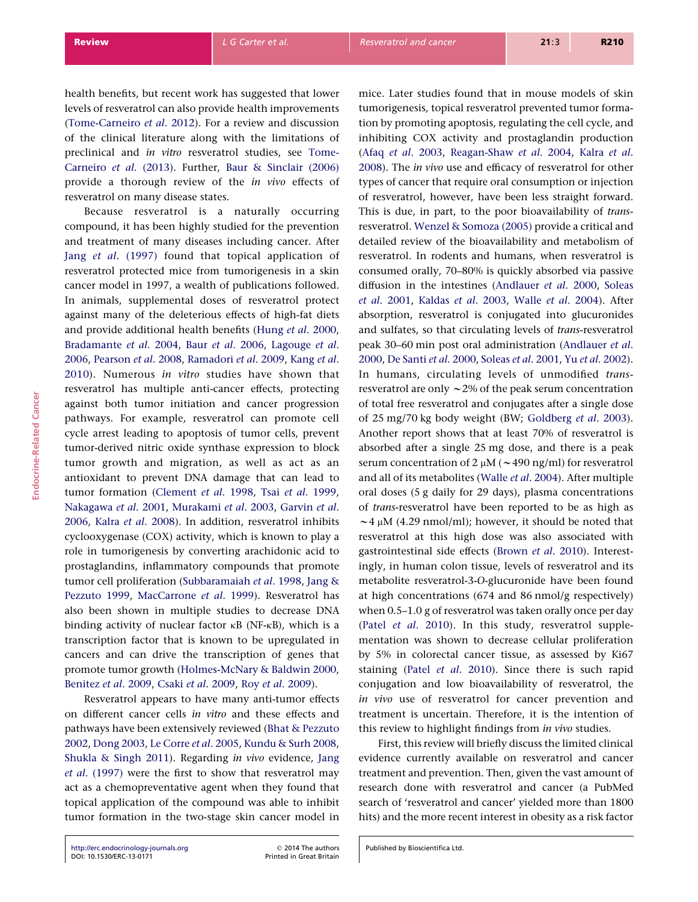health benefits, but recent work has suggested that lower levels of resveratrol can also provide health improvements (Tome-Carneiro *et al*. 2012). For a review and discussion of the clinical literature along with the limitations of preclinical and *in vitro* resveratrol studies, see Tome-Carneiro *et al*. (2013). Further, Baur & Sinclair (2006) provide a thorough review of the *in vivo* effects of resveratrol on many disease states.

Because resveratrol is a naturally occurring compound, it has been highly studied for the prevention and treatment of many diseases including cancer. After Jang *et al*. (1997) found that topical application of resveratrol protected mice from tumorigenesis in a skin cancer model in 1997, a wealth of publications followed. In animals, supplemental doses of resveratrol protect against many of the deleterious effects of high-fat diets and provide additional health benefits (Hung *et al*. 2000, Bradamante *et al*. 2004, Baur *et al*. 2006, Lagouge *et al*. 2006, Pearson *et al*. 2008, Ramadori *et al*. 2009, Kang *et al*. 2010). Numerous *in vitro* studies have shown that resveratrol has multiple anti-cancer effects, protecting against both tumor initiation and cancer progression pathways. For example, resveratrol can promote cell cycle arrest leading to apoptosis of tumor cells, prevent tumor-derived nitric oxide synthase expression to block tumor growth and migration, as well as act as an antioxidant to prevent DNA damage that can lead to tumor formation (Clement *et al*. 1998, Tsai *et al*. 1999, Nakagawa *et al*. 2001, Murakami *et al*. 2003, Garvin *et al*. 2006, Kalra *et al*. 2008). In addition, resveratrol inhibits cyclooxygenase (COX) activity, which is known to play a role in tumorigenesis by converting arachidonic acid to prostaglandins, inflammatory compounds that promote tumor cell proliferation (Subbaramaiah *et al*. 1998, Jang & Pezzuto 1999, MacCarrone *et al*. 1999). Resveratrol has also been shown in multiple studies to decrease DNA binding activity of nuclear factor κB (NF-κB), which is a transcription factor that is known to be upregulated in cancers and can drive the transcription of genes that promote tumor growth (Holmes-McNary & Baldwin 2000, Benitez *et al*. 2009, Csaki *et al*. 2009, Roy *et al*. 2009).

Resveratrol appears to have many anti-tumor effects on different cancer cells *in vitro* and these effects and pathways have been extensively reviewed (Bhat & Pezzuto 2002, Dong 2003, Le Corre *et al*. 2005, Kundu & Surh 2008, Shukla & Singh 2011). Regarding *in vivo* evidence, Jang *et al*. (1997) were the first to show that resveratrol may act as a chemopreventative agent when they found that topical application of the compound was able to inhibit tumor formation in the two-stage skin cancer model in mice. Later studies found that in mouse models of skin tumorigenesis, topical resveratrol prevented tumor formation by promoting apoptosis, regulating the cell cycle, and inhibiting COX activity and prostaglandin production (Afaq *et al*. 2003, Reagan-Shaw *et al*. 2004, Kalra *et al*. 2008). The *in vivo* use and efficacy of resveratrol for other types of cancer that require oral consumption or injection of resveratrol, however, have been less straight forward. This is due, in part, to the poor bioavailability of *trans*-resveratrol. Wenzel & Somoza (2005) provide a critical and detailed review of the bioavailability and metabolism of resveratrol. In rodents and humans, when resveratrol is consumed orally, 70–80% is quickly absorbed via passive diffusion in the intestines (Andlauer *et al*. 2000, Soleas *et al*. 2001, Kaldas *et al*. 2003, Walle *et al*. 2004). After absorption, resveratrol is conjugated into glucuronides and sulfates, so that circulating levels of *trans*-resveratrol peak 30–60 min post oral administration (Andlauer *et al*. 2000, De Santi *et al*. 2000, Soleas *et al*. 2001, Yu *et al*. 2002). In humans, circulating levels of unmodified *trans*-resveratrol are only ∼2% of the peak serum concentration of total free resveratrol and conjugates after a single dose of 25 mg/70 kg body weight (BW; Goldberg *et al*. 2003). Another report shows that at least 70% of resveratrol is absorbed after a single 25 mg dose, and there is a peak serum concentration of 2 μM (∼490 ng/ml) for resveratrol and all of its metabolites (Walle *et al*. 2004). After multiple oral doses (5 g daily for 29 days), plasma concentrations of *trans*-resveratrol have been reported to be as high as ∼4 μM (4.29 nmol/ml); however, it should be noted that resveratrol at this high dose was also associated with gastrointestinal side effects (Brown *et al*. 2010). Interestingly, in human colon tissue, levels of resveratrol and its metabolite resveratrol-3-*O*-glucuronide have been found at high concentrations (674 and 86 nmol/g respectively) when 0.5–1.0 g of resveratrol was taken orally once per day (Patel *et al*. 2010). In this study, resveratrol supplementation was shown to decrease cellular proliferation by 5% in colorectal cancer tissue, as assessed by Ki67 staining (Patel *et al*. 2010). Since there is such rapid conjugation and low bioavailability of resveratrol, the *in vivo* use of resveratrol for cancer prevention and treatment is uncertain. Therefore, it is the intention of this review to highlight findings from *in vivo* studies.

First, this review will briefly discuss the limited clinical evidence currently available on resveratrol and cancer treatment and prevention. Then, given the vast amount of research done with resveratrol and cancer (a PubMed search of 'resveratrol and cancer' yielded more than 1800 hits) and the more recent interest in obesity as a risk factor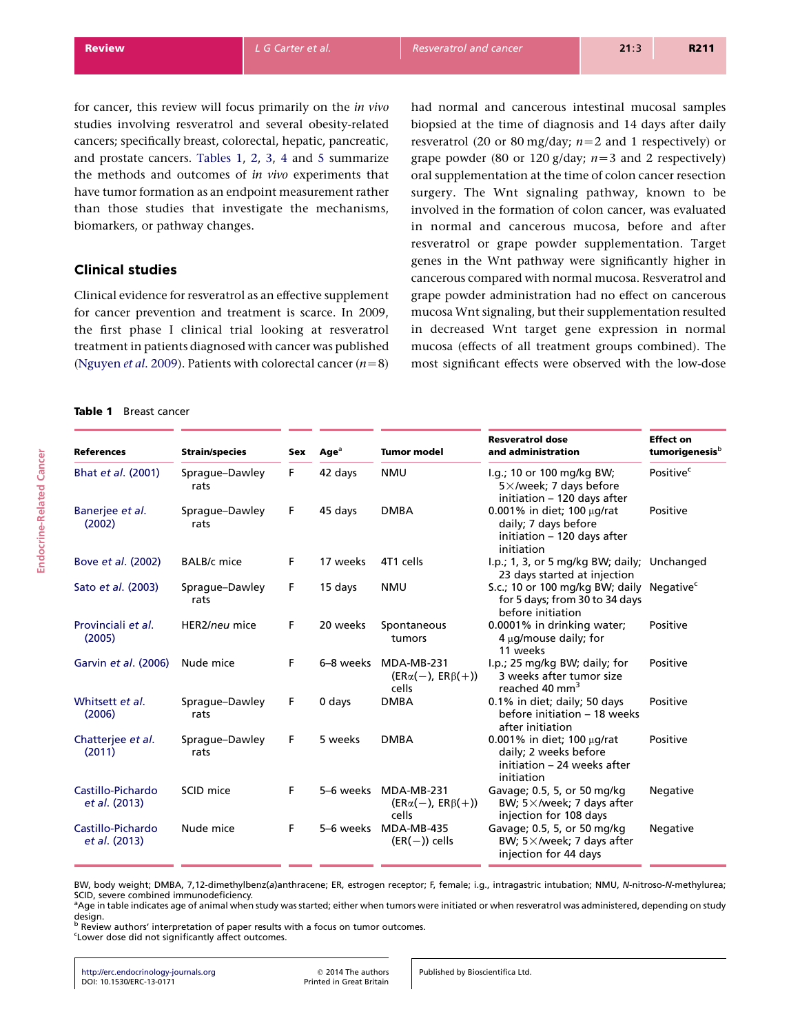for cancer, this review will focus primarily on the *in vivo* studies involving resveratrol and several obesity-related cancers; specifically breast, colorectal, hepatic, pancreatic, and prostate cancers. Tables 1, 2, 3, 4 and 5 summarize the methods and outcomes of *in vivo* experiments that have tumor formation as an endpoint measurement rather than those studies that investigate the mechanisms, biomarkers, or pathway changes.

## Clinical studies

Clinical evidence for resveratrol as an effective supplement for cancer prevention and treatment is scarce. In 2009, the first phase I clinical trial looking at resveratrol treatment in patients diagnosed with cancer was published (Nguyen *et al.* 2009). Patients with colorectal cancer ($n$=8) had normal and cancerous intestinal mucosal samples biopsied at the time of diagnosis and 14 days after daily resveratrol (20 or 80 mg/day; $n$=2 and 1 respectively) or grape powder (80 or 120 g/day; $n$=3 and 2 respectively) oral supplementation at the time of colon cancer resection surgery. The Wnt signaling pathway, known to be involved in the formation of colon cancer, was evaluated in normal and cancerous mucosa, before and after resveratrol or grape powder supplementation. Target genes in the Wnt pathway were significantly higher in cancerous compared with normal mucosa. Resveratrol and grape powder administration had no effect on cancerous mucosa Wnt signaling, but their supplementation resulted in decreased Wnt target gene expression in normal mucosa (effects of all treatment groups combined). The most significant effects were observed with the low-dose

**Table 1** Breast cancer

| References | Strain/species | Sex | Age[a] | Tumor model | Resveratrol dose and administration | Effect on tumorigenesis[b] |
|---|---|---|---|---|---|---|
| Bhat *et al.* (2001) | Sprague–Dawley rats | F | 42 days | NMU | I.g.; 10 or 100 mg/kg BW; 5×/week; 7 days before initiation – 120 days after | Positive[c] |
| Banerjee *et al.* (2002) | Sprague–Dawley rats | F | 45 days | DMBA | 0.001% in diet; 100 μg/rat daily; 7 days before initiation – 120 days after initiation | Positive |
| Bove *et al.* (2002) | BALB/c mice | F | 17 weeks | 4T1 cells | I.p.; 1, 3, or 5 mg/kg BW; daily; 23 days started at injection | Unchanged |
| Sato *et al.* (2003) | Sprague–Dawley rats | F | 15 days | NMU | S.c.; 10 or 100 mg/kg BW; daily for 5 days; from 30 to 34 days before initiation | Negative[c] |
| Provinciali *et al.* (2005) | HER2/*neu* mice | F | 20 weeks | Spontaneous tumors | 0.0001% in drinking water; 4 μg/mouse daily; for 11 weeks | Positive |
| Garvin *et al.* (2006) | Nude mice | F | 6–8 weeks | MDA-MB-231 (ERα(−), ERβ(+)) cells | I.p.; 25 mg/kg BW; daily; for 3 weeks after tumor size reached 40 mm$^3$ | Positive |
| Whitsett *et al.* (2006) | Sprague–Dawley rats | F | 0 days | DMBA | 0.1% in diet; daily; 50 days before initiation – 18 weeks after initiation | Positive |
| Chatterjee *et al.* (2011) | Sprague–Dawley rats | F | 5 weeks | DMBA | 0.001% in diet; 100 μg/rat daily; 2 weeks before initiation – 24 weeks after initiation | Positive |
| Castillo-Pichardo *et al.* (2013) | SCID mice | F | 5–6 weeks | MDA-MB-231 (ERα(−), ERβ(+)) cells | Gavage; 0.5, 5, or 50 mg/kg BW; 5×/week; 7 days after injection for 108 days | Negative |
| Castillo-Pichardo *et al.* (2013) | Nude mice | F | 5–6 weeks | MDA-MB-435 (ER(−)) cells | Gavage; 0.5, 5, or 50 mg/kg BW; 5×/week; 7 days after injection for 44 days | Negative |

BW, body weight; DMBA, 7,12-dimethylbenz(*a*)anthracene; ER, estrogen receptor; F, female; i.g., intragastric intubation; NMU, *N*-nitroso-*N*-methylurea; SCID, severe combined immunodeficiency.
[a]Age in table indicates age of animal when study was started; either when tumors were initiated or when resveratrol was administered, depending on study design.
[b] Review authors' interpretation of paper results with a focus on tumor outcomes.
[c]Lower dose did not significantly affect outcomes.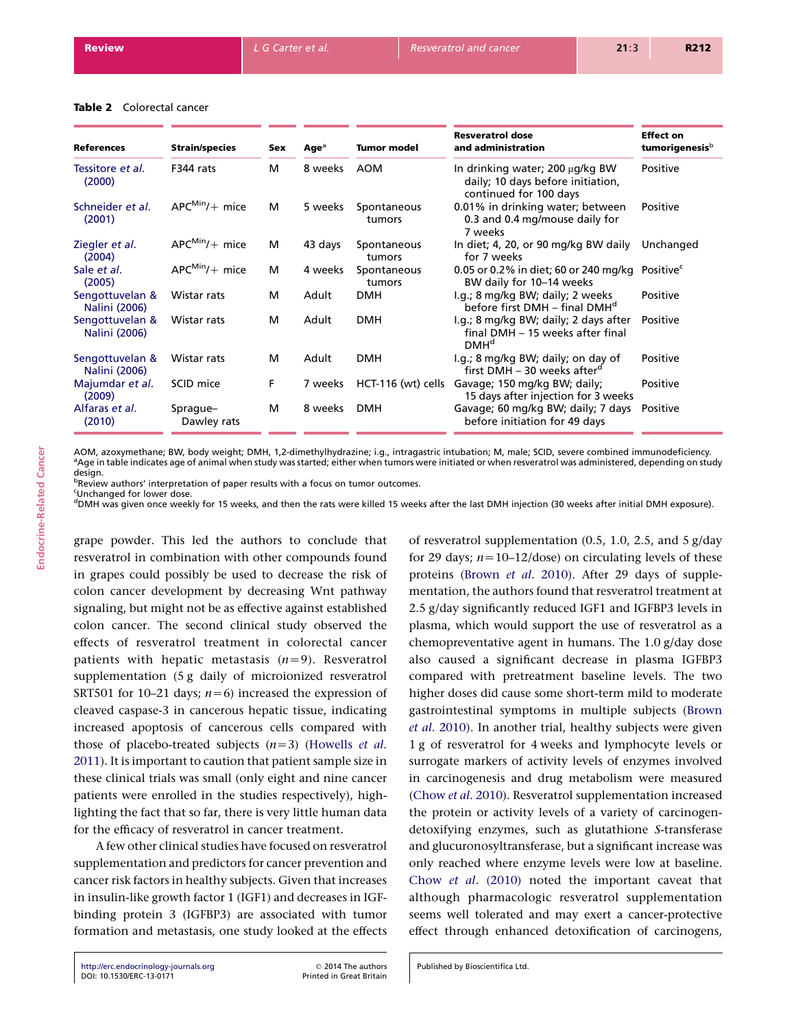**Table 2** Colorectal cancer

| References | Strain/species | Sex | Age[a] | Tumor model | Resveratrol dose and administration | Effect on tumorigenesis[b] |
|---|---|---|---|---|---|---|
| Tessitore et al. (2000) | F344 rats | M | 8 weeks | AOM | In drinking water; 200 μg/kg BW daily; 10 days before initiation, continued for 100 days | Positive |
| Schneider et al. (2001) | APC[Min]/+ mice | M | 5 weeks | Spontaneous tumors | 0.01% in drinking water; between 0.3 and 0.4 mg/mouse daily for 7 weeks | Positive |
| Ziegler et al. (2004) | APC[Min]/+ mice | M | 43 days | Spontaneous tumors | In diet; 4, 20, or 90 mg/kg BW daily for 7 weeks | Unchanged |
| Sale et al. (2005) | APC[Min]/+ mice | M | 4 weeks | Spontaneous tumors | 0.05 or 0.2% in diet; 60 or 240 mg/kg BW daily for 10–14 weeks | Positive[c] |
| Sengottuvelan & Nalini (2006) | Wistar rats | M | Adult | DMH | I.g.; 8 mg/kg BW; daily; 2 weeks before first DMH – final DMH[d] | Positive |
| Sengottuvelan & Nalini (2006) | Wistar rats | M | Adult | DMH | I.g.; 8 mg/kg BW; daily; 2 days after final DMH – 15 weeks after final DMH[d] | Positive |
| Sengottuvelan & Nalini (2006) | Wistar rats | M | Adult | DMH | I.g.; 8 mg/kg BW; daily; on day of first DMH – 30 weeks after[d] | Positive |
| Majumdar et al. (2009) | SCID mice | F | 7 weeks | HCT-116 (wt) cells | Gavage; 150 mg/kg BW; daily; 15 days after injection for 3 weeks | Positive |
| Alfaras et al. (2010) | Sprague–Dawley rats | M | 8 weeks | DMH | Gavage; 60 mg/kg BW; daily; 7 days before initiation for 49 days | Positive |

AOM, azoxymethane; BW, body weight; DMH, 1,2-dimethylhydrazine; i.g., intragastric intubation; M, male; SCID, severe combined immunodeficiency.
[a]Age in table indicates age of animal when study was started; either when tumors were initiated or when resveratrol was administered, depending on study design.
[b]Review authors' interpretation of paper results with a focus on tumor outcomes.
[c]Unchanged for lower dose.
[d]DMH was given once weekly for 15 weeks, and then the rats were killed 15 weeks after the last DMH injection (30 weeks after initial DMH exposure).

grape powder. This led the authors to conclude that resveratrol in combination with other compounds found in grapes could possibly be used to decrease the risk of colon cancer development by decreasing Wnt pathway signaling, but might not be as effective against established colon cancer. The second clinical study observed the effects of resveratrol treatment in colorectal cancer patients with hepatic metastasis ($n=9$). Resveratrol supplementation (5 g daily of micronized resveratrol SRT501 for 10–21 days; $n=6$) increased the expression of cleaved caspase-3 in cancerous hepatic tissue, indicating increased apoptosis of cancerous cells compared with those of placebo-treated subjects ($n=3$) (Howells et al. 2011). It is important to caution that patient sample size in these clinical trials was small (only eight and nine cancer patients were enrolled in the studies respectively), highlighting the fact that so far, there is very little human data for the efficacy of resveratrol in cancer treatment.

A few other clinical studies have focused on resveratrol supplementation and predictors for cancer prevention and cancer risk factors in healthy subjects. Given that increases in insulin-like growth factor 1 (IGF1) and decreases in IGF-binding protein 3 (IGFBP3) are associated with tumor formation and metastasis, one study looked at the effects of resveratrol supplementation (0.5, 1.0, 2.5, and 5 g/day for 29 days; $n=10$–12/dose) on circulating levels of these proteins (Brown et al. 2010). After 29 days of supplementation, the authors found that resveratrol treatment at 2.5 g/day significantly reduced IGF1 and IGFBP3 levels in plasma, which would support the use of resveratrol as a chemopreventative agent in humans. The 1.0 g/day dose also caused a significant decrease in plasma IGFBP3 compared with pretreatment baseline levels. The two higher doses did cause some short-term mild to moderate gastrointestinal symptoms in multiple subjects (Brown et al. 2010). In another trial, healthy subjects were given 1 g of resveratrol for 4 weeks and lymphocyte levels or surrogate markers of activity levels of enzymes involved in carcinogenesis and drug metabolism were measured (Chow et al. 2010). Resveratrol supplementation increased the protein or activity levels of a variety of carcinogen-detoxifying enzymes, such as glutathione *S*-transferase and glucuronosyltransferase, but a significant increase was only reached where enzyme levels were low at baseline. Chow et al. (2010) noted the important caveat that although pharmacologic resveratrol supplementation seems well tolerated and may exert a cancer-protective effect through enhanced detoxification of carcinogens,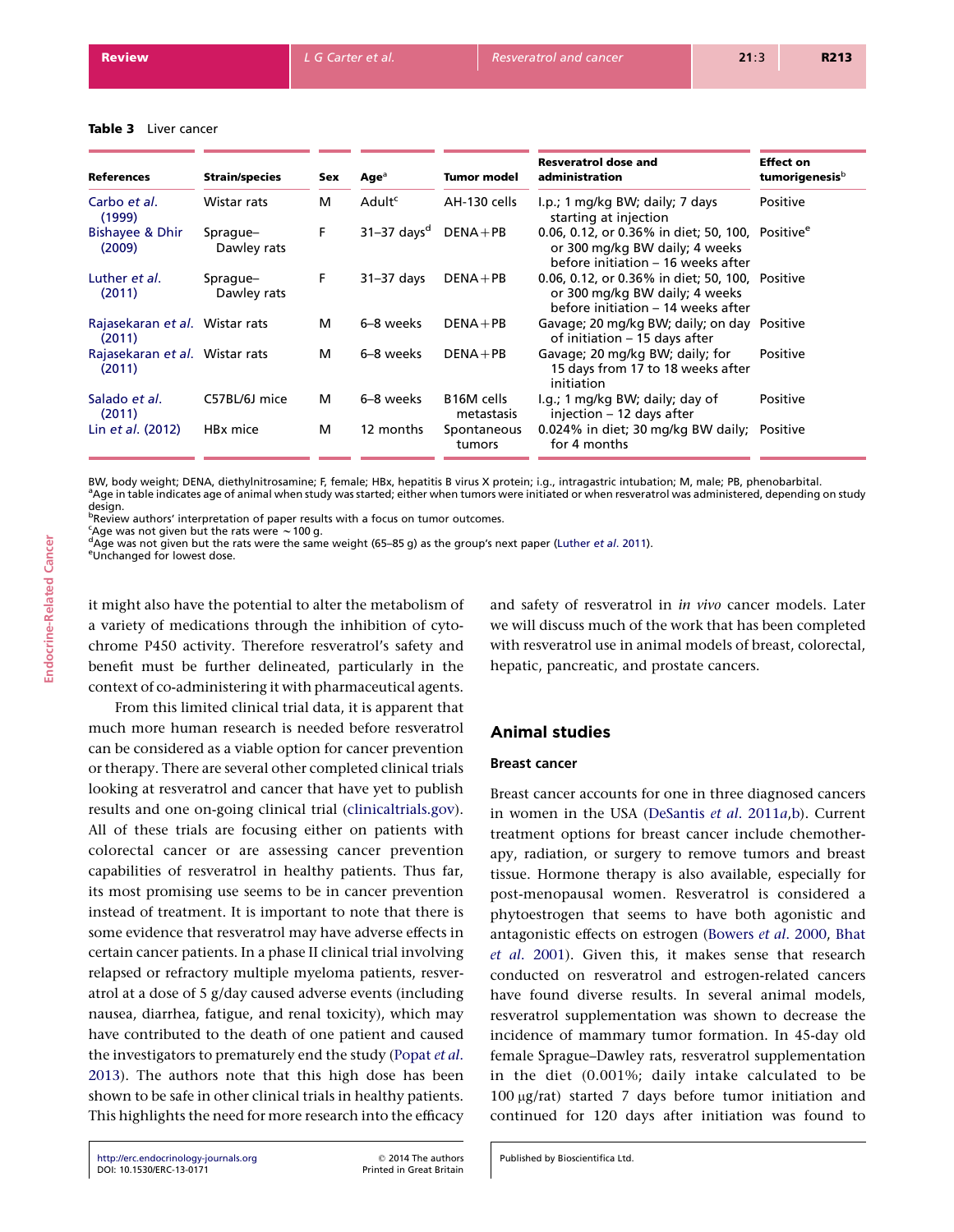**Table 3** Liver cancer

| References | Strain/species | Sex | Age[a] | Tumor model | Resveratrol dose and administration | Effect on tumorigenesis[b] |
|---|---|---|---|---|---|---|
| Carbo *et al.* (1999) | Wistar rats | M | Adult[c] | AH-130 cells | I.p.; 1 mg/kg BW; daily; 7 days starting at injection | Positive |
| Bishayee & Dhir (2009) | Sprague–Dawley rats | F | 31–37 days[d] | DENA+PB | 0.06, 0.12, or 0.36% in diet; 50, 100, or 300 mg/kg BW daily; 4 weeks before initiation – 16 weeks after | Positive[e] |
| Luther *et al.* (2011) | Sprague–Dawley rats | F | 31–37 days | DENA+PB | 0.06, 0.12, or 0.36% in diet; 50, 100, or 300 mg/kg BW daily; 4 weeks before initiation – 14 weeks after | Positive |
| Rajasekaran *et al.* (2011) | Wistar rats | M | 6–8 weeks | DENA+PB | Gavage; 20 mg/kg BW; daily; on day of initiation – 15 days after | Positive |
| Rajasekaran *et al.* (2011) | Wistar rats | M | 6–8 weeks | DENA+PB | Gavage; 20 mg/kg BW; daily; for 15 days from 17 to 18 weeks after initiation | Positive |
| Salado *et al.* (2011) | C57BL/6J mice | M | 6–8 weeks | B16M cells metastasis | I.g.; 1 mg/kg BW; daily; day of injection – 12 days after | Positive |
| Lin *et al.* (2012) | HBx mice | M | 12 months | Spontaneous tumors | 0.024% in diet; 30 mg/kg BW daily; for 4 months | Positive |

BW, body weight; DENA, diethylnitrosamine; F, female; HBx, hepatitis B virus X protein; i.g., intragastric intubation; M, male; PB, phenobarbital.
[a]Age in table indicates age of animal when study was started; either when tumors were initiated or when resveratrol was administered, depending on study design.
[b]Review authors' interpretation of paper results with a focus on tumor outcomes.
[c]Age was not given but the rats were ~100 g.
[d]Age was not given but the rats were the same weight (65–85 g) as the group's next paper (Luther *et al.* 2011).
[e]Unchanged for lowest dose.

it might also have the potential to alter the metabolism of a variety of medications through the inhibition of cytochrome P450 activity. Therefore resveratrol's safety and benefit must be further delineated, particularly in the context of co-administering it with pharmaceutical agents.

From this limited clinical trial data, it is apparent that much more human research is needed before resveratrol can be considered as a viable option for cancer prevention or therapy. There are several other completed clinical trials looking at resveratrol and cancer that have yet to publish results and one on-going clinical trial (clinicaltrials.gov). All of these trials are focusing either on patients with colorectal cancer or are assessing cancer prevention capabilities of resveratrol in healthy patients. Thus far, its most promising use seems to be in cancer prevention instead of treatment. It is important to note that there is some evidence that resveratrol may have adverse effects in certain cancer patients. In a phase II clinical trial involving relapsed or refractory multiple myeloma patients, resveratrol at a dose of 5 g/day caused adverse events (including nausea, diarrhea, fatigue, and renal toxicity), which may have contributed to the death of one patient and caused the investigators to prematurely end the study (Popat *et al.* 2013). The authors note that this high dose has been shown to be safe in other clinical trials in healthy patients. This highlights the need for more research into the efficacy and safety of resveratrol in *in vivo* cancer models. Later we will discuss much of the work that has been completed with resveratrol use in animal models of breast, colorectal, hepatic, pancreatic, and prostate cancers.

## Animal studies

### Breast cancer

Breast cancer accounts for one in three diagnosed cancers in women in the USA (DeSantis *et al.* 2011*a*,b). Current treatment options for breast cancer include chemotherapy, radiation, or surgery to remove tumors and breast tissue. Hormone therapy is also available, especially for post-menopausal women. Resveratrol is considered a phytoestrogen that seems to have both agonistic and antagonistic effects on estrogen (Bowers *et al.* 2000, Bhat *et al.* 2001). Given this, it makes sense that research conducted on resveratrol and estrogen-related cancers have found diverse results. In several animal models, resveratrol supplementation was shown to decrease the incidence of mammary tumor formation. In 45-day old female Sprague–Dawley rats, resveratrol supplementation in the diet (0.001%; daily intake calculated to be 100 μg/rat) started 7 days before tumor initiation and continued for 120 days after initiation was found to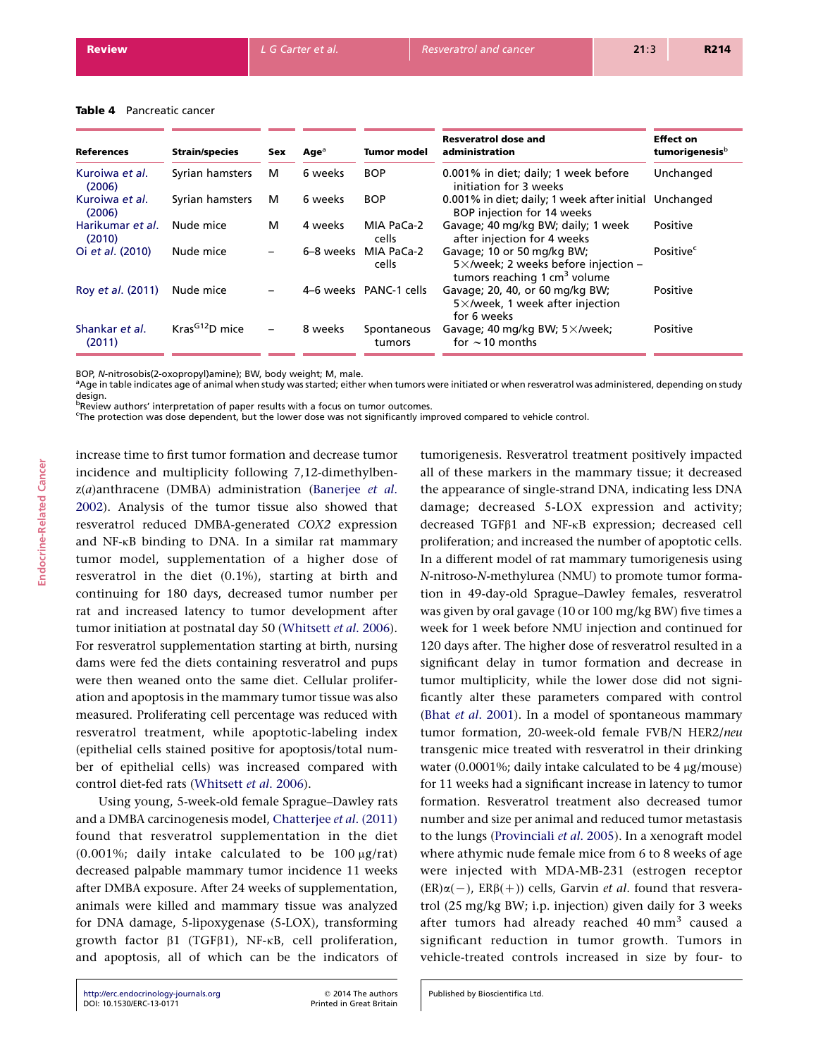**Table 4** Pancreatic cancer

| References | Strain/species | Sex | Age[a] | Tumor model | Resveratrol dose and administration | Effect on tumorigenesis[b] |
|---|---|---|---|---|---|---|
| Kuroiwa *et al*. (2006) | Syrian hamsters | M | 6 weeks | BOP | 0.001% in diet; daily; 1 week before initiation for 3 weeks | Unchanged |
| Kuroiwa *et al*. (2006) | Syrian hamsters | M | 6 weeks | BOP | 0.001% in diet; daily; 1 week after initial BOP injection for 14 weeks | Unchanged |
| Harikumar *et al*. (2010) | Nude mice | M | 4 weeks | MIA PaCa-2 cells | Gavage; 40 mg/kg BW; daily; 1 week after injection for 4 weeks | Positive |
| Oi *et al*. (2010) | Nude mice | – | 6–8 weeks | MIA PaCa-2 cells | Gavage; 10 or 50 mg/kg BW; 5×/week; 2 weeks before injection – tumors reaching 1 $cm^3$ volume | Positive[c] |
| Roy *et al*. (2011) | Nude mice | – | 4–6 weeks | PANC-1 cells | Gavage; 20, 40, or 60 mg/kg BW; 5×/week, 1 week after injection for 6 weeks | Positive |
| Shankar *et al*. (2011) | $Kras^{G12}D$ mice | – | 8 weeks | Spontaneous tumors | Gavage; 40 mg/kg BW; 5×/week; for ∼10 months | Positive |

BOP, *N*-nitrosobis(2-oxopropyl)amine); BW, body weight; M, male.
[a]Age in table indicates age of animal when study was started; either when tumors were initiated or when resveratrol was administered, depending on study design.
[b]Review authors' interpretation of paper results with a focus on tumor outcomes.
[c]The protection was dose dependent, but the lower dose was not significantly improved compared to vehicle control.

increase time to first tumor formation and decrease tumor incidence and multiplicity following 7,12-dimethylbenz(*a*)anthracene (DMBA) administration (Banerjee *et al*. 2002). Analysis of the tumor tissue also showed that resveratrol reduced DMBA-generated *COX2* expression and NF-κB binding to DNA. In a similar rat mammary tumor model, supplementation of a higher dose of resveratrol in the diet (0.1%), starting at birth and continuing for 180 days, decreased tumor number per rat and increased latency to tumor development after tumor initiation at postnatal day 50 (Whitsett *et al*. 2006). For resveratrol supplementation starting at birth, nursing dams were fed the diets containing resveratrol and pups were then weaned onto the same diet. Cellular proliferation and apoptosis in the mammary tumor tissue was also measured. Proliferating cell percentage was reduced with resveratrol treatment, while apoptotic-labeling index (epithelial cells stained positive for apoptosis/total number of epithelial cells) was increased compared with control diet-fed rats (Whitsett *et al*. 2006).

Using young, 5-week-old female Sprague–Dawley rats and a DMBA carcinogenesis model, Chatterjee *et al*. (2011) found that resveratrol supplementation in the diet (0.001%; daily intake calculated to be 100 μg/rat) decreased palpable mammary tumor incidence 11 weeks after DMBA exposure. After 24 weeks of supplementation, animals were killed and mammary tissue was analyzed for DNA damage, 5-lipoxygenase (5-LOX), transforming growth factor β1 (TGFβ1), NF-κB, cell proliferation, and apoptosis, all of which can be the indicators of tumorigenesis. Resveratrol treatment positively impacted all of these markers in the mammary tissue; it decreased the appearance of single-strand DNA, indicating less DNA damage; decreased 5-LOX expression and activity; decreased TGFβ1 and NF-κB expression; decreased cell proliferation; and increased the number of apoptotic cells. In a different model of rat mammary tumorigenesis using *N*-nitroso-*N*-methylurea (NMU) to promote tumor formation in 49-day-old Sprague–Dawley females, resveratrol was given by oral gavage (10 or 100 mg/kg BW) five times a week for 1 week before NMU injection and continued for 120 days after. The higher dose of resveratrol resulted in a significant delay in tumor formation and decrease in tumor multiplicity, while the lower dose did not significantly alter these parameters compared with control (Bhat *et al*. 2001). In a model of spontaneous mammary tumor formation, 20-week-old female FVB/N HER2/*neu* transgenic mice treated with resveratrol in their drinking water (0.0001%; daily intake calculated to be 4 μg/mouse) for 11 weeks had a significant increase in latency to tumor formation. Resveratrol treatment also decreased tumor number and size per animal and reduced tumor metastasis to the lungs (Provinciali *et al*. 2005). In a xenograft model where athymic nude female mice from 6 to 8 weeks of age were injected with MDA-MB-231 (estrogen receptor (ER)α(−), ERβ(+)) cells, Garvin *et al*. found that resveratrol (25 mg/kg BW; i.p. injection) given daily for 3 weeks after tumors had already reached 40 $mm^3$ caused a significant reduction in tumor growth. Tumors in vehicle-treated controls increased in size by four- to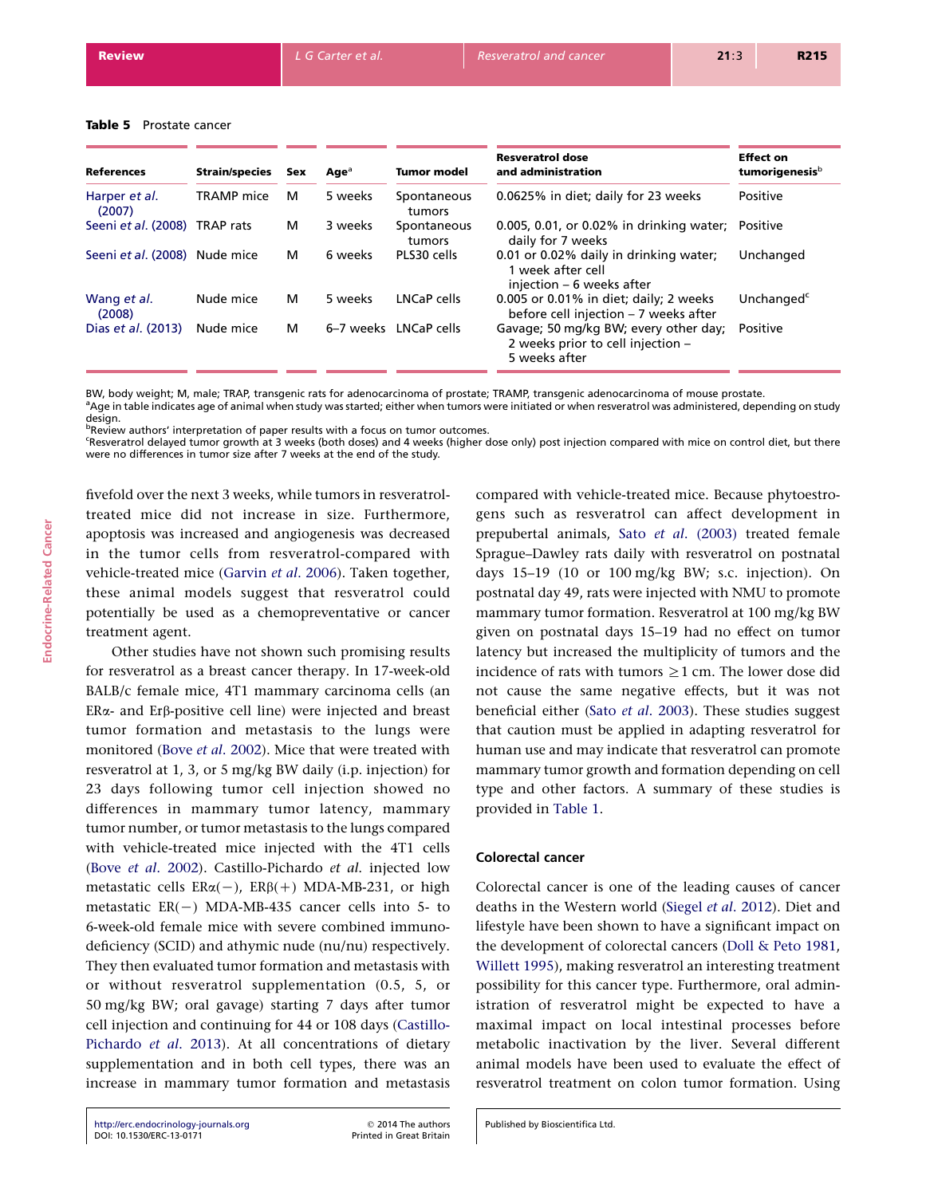**Table 5** Prostate cancer

| References | Strain/species | Sex | Age[a] | Tumor model | Resveratrol dose and administration | Effect on tumorigenesis[b] |
|---|---|---|---|---|---|---|
| Harper *et al.* (2007) | TRAMP mice | M | 5 weeks | Spontaneous tumors | 0.0625% in diet; daily for 23 weeks | Positive |
| Seeni *et al.* (2008) | TRAP rats | M | 3 weeks | Spontaneous tumors | 0.005, 0.01, or 0.02% in drinking water; daily for 7 weeks | Positive |
| Seeni *et al.* (2008) | Nude mice | M | 6 weeks | PLS30 cells | 0.01 or 0.02% daily in drinking water; 1 week after cell injection – 6 weeks after | Unchanged |
| Wang *et al.* (2008) | Nude mice | M | 5 weeks | LNCaP cells | 0.005 or 0.01% in diet; daily; 2 weeks before cell injection – 7 weeks after | Unchanged[c] |
| Dias *et al.* (2013) | Nude mice | M | 6–7 weeks | LNCaP cells | Gavage; 50 mg/kg BW; every other day; 2 weeks prior to cell injection – 5 weeks after | Positive |

BW, body weight; M, male; TRAP, transgenic rats for adenocarcinoma of prostate; TRAMP, transgenic adenocarcinoma of mouse prostate.
[a]Age in table indicates age of animal when study was started; either when tumors were initiated or when resveratrol was administered, depending on study design.
[b]Review authors' interpretation of paper results with a focus on tumor outcomes.
[c]Resveratrol delayed tumor growth at 3 weeks (both doses) and 4 weeks (higher dose only) post injection compared with mice on control diet, but there were no differences in tumor size after 7 weeks at the end of the study.

fivefold over the next 3 weeks, while tumors in resveratrol-treated mice did not increase in size. Furthermore, apoptosis was increased and angiogenesis was decreased in the tumor cells from resveratrol-compared with vehicle-treated mice (Garvin *et al.* 2006). Taken together, these animal models suggest that resveratrol could potentially be used as a chemopreventative or cancer treatment agent.

Other studies have not shown such promising results for resveratrol as a breast cancer therapy. In 17-week-old BALB/c female mice, 4T1 mammary carcinoma cells (an ERα- and Erβ-positive cell line) were injected and breast tumor formation and metastasis to the lungs were monitored (Bove *et al.* 2002). Mice that were treated with resveratrol at 1, 3, or 5 mg/kg BW daily (i.p. injection) for 23 days following tumor cell injection showed no differences in mammary tumor latency, mammary tumor number, or tumor metastasis to the lungs compared with vehicle-treated mice injected with the 4T1 cells (Bove *et al.* 2002). Castillo-Pichardo *et al.* injected low metastatic cells ERα(−), ERβ(+) MDA-MB-231, or high metastatic ER(−) MDA-MB-435 cancer cells into 5- to 6-week-old female mice with severe combined immunodeficiency (SCID) and athymic nude (nu/nu) respectively. They then evaluated tumor formation and metastasis with or without resveratrol supplementation (0.5, 5, or 50 mg/kg BW; oral gavage) starting 7 days after tumor cell injection and continuing for 44 or 108 days (Castillo-Pichardo *et al.* 2013). At all concentrations of dietary supplementation and in both cell types, there was an increase in mammary tumor formation and metastasis compared with vehicle-treated mice. Because phytoestrogens such as resveratrol can affect development in prepubertal animals, Sato *et al.* (2003) treated female Sprague–Dawley rats daily with resveratrol on postnatal days 15–19 (10 or 100 mg/kg BW; s.c. injection). On postnatal day 49, rats were injected with NMU to promote mammary tumor formation. Resveratrol at 100 mg/kg BW given on postnatal days 15–19 had no effect on tumor latency but increased the multiplicity of tumors and the incidence of rats with tumors ≥1 cm. The lower dose did not cause the same negative effects, but it was not beneficial either (Sato *et al.* 2003). These studies suggest that caution must be applied in adapting resveratrol for human use and may indicate that resveratrol can promote mammary tumor growth and formation depending on cell type and other factors. A summary of these studies is provided in Table 1.

### Colorectal cancer

Colorectal cancer is one of the leading causes of cancer deaths in the Western world (Siegel *et al.* 2012). Diet and lifestyle have been shown to have a significant impact on the development of colorectal cancers (Doll & Peto 1981, Willett 1995), making resveratrol an interesting treatment possibility for this cancer type. Furthermore, oral administration of resveratrol might be expected to have a maximal impact on local intestinal processes before metabolic inactivation by the liver. Several different animal models have been used to evaluate the effect of resveratrol treatment on colon tumor formation. Using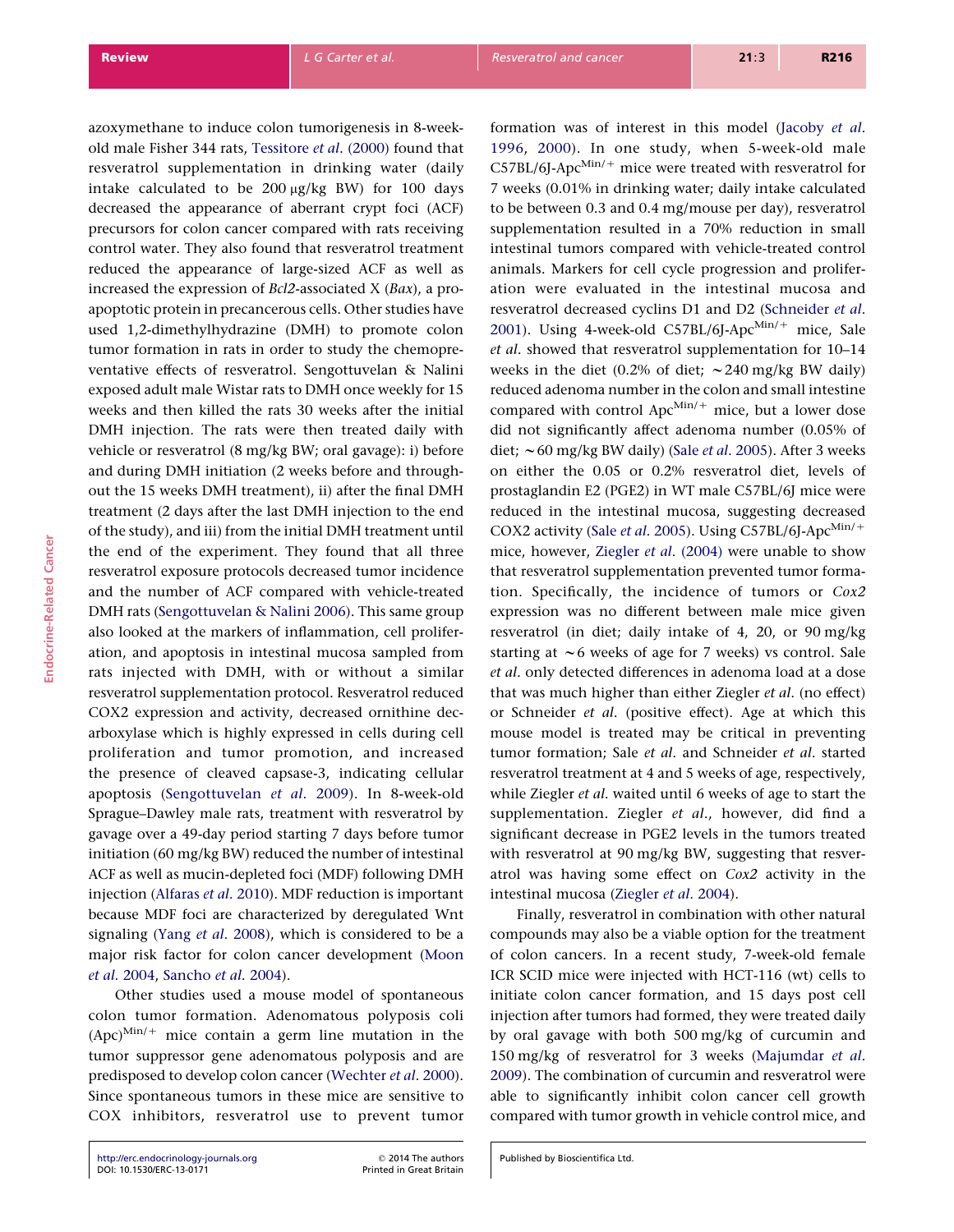azoxymethane to induce colon tumorigenesis in 8-week-old male Fisher 344 rats, Tessitore *et al*. (2000) found that resveratrol supplementation in drinking water (daily intake calculated to be 200 μg/kg BW) for 100 days decreased the appearance of aberrant crypt foci (ACF) precursors for colon cancer compared with rats receiving control water. They also found that resveratrol treatment reduced the appearance of large-sized ACF as well as increased the expression of *Bcl2*-associated X (*Bax*), a pro-apoptotic protein in precancerous cells. Other studies have used 1,2-dimethylhydrazine (DMH) to promote colon tumor formation in rats in order to study the chemopreventative effects of resveratrol. Sengottuvelan & Nalini exposed adult male Wistar rats to DMH once weekly for 15 weeks and then killed the rats 30 weeks after the initial DMH injection. The rats were then treated daily with vehicle or resveratrol (8 mg/kg BW; oral gavage): i) before and during DMH initiation (2 weeks before and throughout the 15 weeks DMH treatment), ii) after the final DMH treatment (2 days after the last DMH injection to the end of the study), and iii) from the initial DMH treatment until the end of the experiment. They found that all three resveratrol exposure protocols decreased tumor incidence and the number of ACF compared with vehicle-treated DMH rats (Sengottuvelan & Nalini 2006). This same group also looked at the markers of inflammation, cell proliferation, and apoptosis in intestinal mucosa sampled from rats injected with DMH, with or without a similar resveratrol supplementation protocol. Resveratrol reduced COX2 expression and activity, decreased ornithine decarboxylase which is highly expressed in cells during cell proliferation and tumor promotion, and increased the presence of cleaved capsase-3, indicating cellular apoptosis (Sengottuvelan *et al*. 2009). In 8-week-old Sprague–Dawley male rats, treatment with resveratrol by gavage over a 49-day period starting 7 days before tumor initiation (60 mg/kg BW) reduced the number of intestinal ACF as well as mucin-depleted foci (MDF) following DMH injection (Alfaras *et al*. 2010). MDF reduction is important because MDF foci are characterized by deregulated Wnt signaling (Yang *et al*. 2008), which is considered to be a major risk factor for colon cancer development (Moon *et al*. 2004, Sancho *et al*. 2004).

Other studies used a mouse model of spontaneous colon tumor formation. Adenomatous polyposis coli $(Apc)^{Min/+}$ mice contain a germ line mutation in the tumor suppressor gene adenomatous polyposis and are predisposed to develop colon cancer (Wechter *et al*. 2000). Since spontaneous tumors in these mice are sensitive to COX inhibitors, resveratrol use to prevent tumor formation was of interest in this model (Jacoby *et al*. 1996, 2000). In one study, when 5-week-old male C57BL/6J-$Apc^{Min/+}$ mice were treated with resveratrol for 7 weeks (0.01% in drinking water; daily intake calculated to be between 0.3 and 0.4 mg/mouse per day), resveratrol supplementation resulted in a 70% reduction in small intestinal tumors compared with vehicle-treated control animals. Markers for cell cycle progression and proliferation were evaluated in the intestinal mucosa and resveratrol decreased cyclins D1 and D2 (Schneider *et al*. 2001). Using 4-week-old C57BL/6J-$Apc^{Min/+}$ mice, Sale *et al*. showed that resveratrol supplementation for 10–14 weeks in the diet (0.2% of diet; ∼240 mg/kg BW daily) reduced adenoma number in the colon and small intestine compared with control $Apc^{Min/+}$ mice, but a lower dose did not significantly affect adenoma number (0.05% of diet; ∼60 mg/kg BW daily) (Sale *et al*. 2005). After 3 weeks on either the 0.05 or 0.2% resveratrol diet, levels of prostaglandin E2 (PGE2) in WT male C57BL/6J mice were reduced in the intestinal mucosa, suggesting decreased COX2 activity (Sale *et al*. 2005). Using C57BL/6J-$Apc^{Min/+}$ mice, however, Ziegler *et al*. (2004) were unable to show that resveratrol supplementation prevented tumor formation. Specifically, the incidence of tumors or *Cox2* expression was no different between male mice given resveratrol (in diet; daily intake of 4, 20, or 90 mg/kg starting at ∼6 weeks of age for 7 weeks) vs control. Sale *et al*. only detected differences in adenoma load at a dose that was much higher than either Ziegler *et al*. (no effect) or Schneider *et al*. (positive effect). Age at which this mouse model is treated may be critical in preventing tumor formation; Sale *et al*. and Schneider *et al*. started resveratrol treatment at 4 and 5 weeks of age, respectively, while Ziegler *et al*. waited until 6 weeks of age to start the supplementation. Ziegler *et al*., however, did find a significant decrease in PGE2 levels in the tumors treated with resveratrol at 90 mg/kg BW, suggesting that resveratrol was having some effect on *Cox2* activity in the intestinal mucosa (Ziegler *et al*. 2004).

Finally, resveratrol in combination with other natural compounds may also be a viable option for the treatment of colon cancers. In a recent study, 7-week-old female ICR SCID mice were injected with HCT-116 (wt) cells to initiate colon cancer formation, and 15 days post cell injection after tumors had formed, they were treated daily by oral gavage with both 500 mg/kg of curcumin and 150 mg/kg of resveratrol for 3 weeks (Majumdar *et al*. 2009). The combination of curcumin and resveratrol were able to significantly inhibit colon cancer cell growth compared with tumor growth in vehicle control mice, and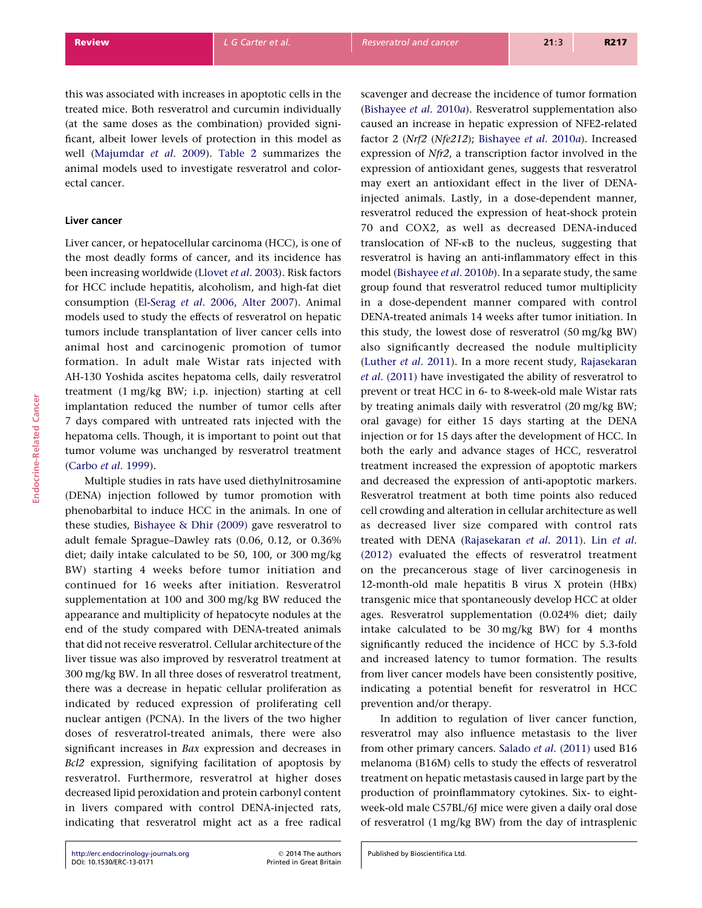this was associated with increases in apoptotic cells in the treated mice. Both resveratrol and curcumin individually (at the same doses as the combination) provided significant, albeit lower levels of protection in this model as well (Majumdar *et al*. 2009). Table 2 summarizes the animal models used to investigate resveratrol and colorectal cancer.

### Liver cancer

Liver cancer, or hepatocellular carcinoma (HCC), is one of the most deadly forms of cancer, and its incidence has been increasing worldwide (Llovet *et al*. 2003). Risk factors for HCC include hepatitis, alcoholism, and high-fat diet consumption (El-Serag *et al*. 2006, Alter 2007). Animal models used to study the effects of resveratrol on hepatic tumors include transplantation of liver cancer cells into animal host and carcinogenic promotion of tumor formation. In adult male Wistar rats injected with AH-130 Yoshida ascites hepatoma cells, daily resveratrol treatment (1 mg/kg BW; i.p. injection) starting at cell implantation reduced the number of tumor cells after 7 days compared with untreated rats injected with the hepatoma cells. Though, it is important to point out that tumor volume was unchanged by resveratrol treatment (Carbo *et al*. 1999).

Multiple studies in rats have used diethylnitrosamine (DENA) injection followed by tumor promotion with phenobarbital to induce HCC in the animals. In one of these studies, Bishayee & Dhir (2009) gave resveratrol to adult female Sprague–Dawley rats (0.06, 0.12, or 0.36% diet; daily intake calculated to be 50, 100, or 300 mg/kg BW) starting 4 weeks before tumor initiation and continued for 16 weeks after initiation. Resveratrol supplementation at 100 and 300 mg/kg BW reduced the appearance and multiplicity of hepatocyte nodules at the end of the study compared with DENA-treated animals that did not receive resveratrol. Cellular architecture of the liver tissue was also improved by resveratrol treatment at 300 mg/kg BW. In all three doses of resveratrol treatment, there was a decrease in hepatic cellular proliferation as indicated by reduced expression of proliferating cell nuclear antigen (PCNA). In the livers of the two higher doses of resveratrol-treated animals, there were also significant increases in *Bax* expression and decreases in *Bcl2* expression, signifying facilitation of apoptosis by resveratrol. Furthermore, resveratrol at higher doses decreased lipid peroxidation and protein carbonyl content in livers compared with control DENA-injected rats, indicating that resveratrol might act as a free radical scavenger and decrease the incidence of tumor formation (Bishayee *et al*. 2010*a*). Resveratrol supplementation also caused an increase in hepatic expression of NFE2-related factor 2 (*Nrf2* (*Nfe212*); Bishayee *et al*. 2010*a*). Increased expression of *Nfr2*, a transcription factor involved in the expression of antioxidant genes, suggests that resveratrol may exert an antioxidant effect in the liver of DENA-injected animals. Lastly, in a dose-dependent manner, resveratrol reduced the expression of heat-shock protein 70 and COX2, as well as decreased DENA-induced translocation of NF-κB to the nucleus, suggesting that resveratrol is having an anti-inflammatory effect in this model (Bishayee *et al*. 2010*b*). In a separate study, the same group found that resveratrol reduced tumor multiplicity in a dose-dependent manner compared with control DENA-treated animals 14 weeks after tumor initiation. In this study, the lowest dose of resveratrol (50 mg/kg BW) also significantly decreased the nodule multiplicity (Luther *et al*. 2011). In a more recent study, Rajasekaran *et al*. (2011) have investigated the ability of resveratrol to prevent or treat HCC in 6- to 8-week-old male Wistar rats by treating animals daily with resveratrol (20 mg/kg BW; oral gavage) for either 15 days starting at the DENA injection or for 15 days after the development of HCC. In both the early and advance stages of HCC, resveratrol treatment increased the expression of apoptotic markers and decreased the expression of anti-apoptotic markers. Resveratrol treatment at both time points also reduced cell crowding and alteration in cellular architecture as well as decreased liver size compared with control rats treated with DENA (Rajasekaran *et al*. 2011). Lin *et al*. (2012) evaluated the effects of resveratrol treatment on the precancerous stage of liver carcinogenesis in 12-month-old male hepatitis B virus X protein (HBx) transgenic mice that spontaneously develop HCC at older ages. Resveratrol supplementation (0.024% diet; daily intake calculated to be 30 mg/kg BW) for 4 months significantly reduced the incidence of HCC by 5.3-fold and increased latency to tumor formation. The results from liver cancer models have been consistently positive, indicating a potential benefit for resveratrol in HCC prevention and/or therapy.

In addition to regulation of liver cancer function, resveratrol may also influence metastasis to the liver from other primary cancers. Salado *et al*. (2011) used B16 melanoma (B16M) cells to study the effects of resveratrol treatment on hepatic metastasis caused in large part by the production of proinflammatory cytokines. Six- to eight-week-old male C57BL/6J mice were given a daily oral dose of resveratrol (1 mg/kg BW) from the day of intrasplenic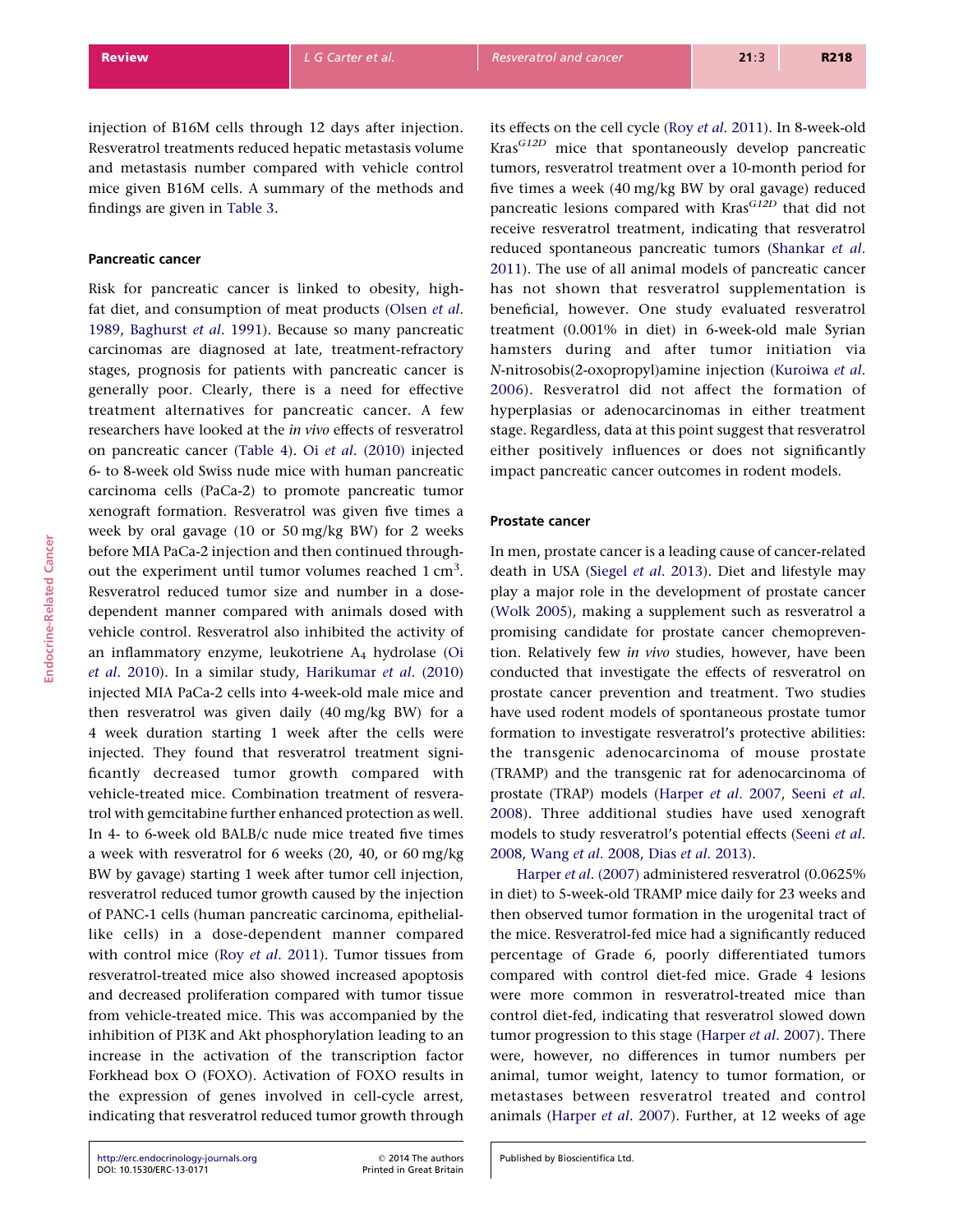injection of B16M cells through 12 days after injection. Resveratrol treatments reduced hepatic metastasis volume and metastasis number compared with vehicle control mice given B16M cells. A summary of the methods and findings are given in Table 3.

### Pancreatic cancer

Risk for pancreatic cancer is linked to obesity, high-fat diet, and consumption of meat products (Olsen *et al.* 1989, Baghurst *et al.* 1991). Because so many pancreatic carcinomas are diagnosed at late, treatment-refractory stages, prognosis for patients with pancreatic cancer is generally poor. Clearly, there is a need for effective treatment alternatives for pancreatic cancer. A few researchers have looked at the *in vivo* effects of resveratrol on pancreatic cancer (Table 4). Oi *et al.* (2010) injected 6- to 8-week old Swiss nude mice with human pancreatic carcinoma cells (PaCa-2) to promote pancreatic tumor xenograft formation. Resveratrol was given five times a week by oral gavage (10 or 50 mg/kg BW) for 2 weeks before MIA PaCa-2 injection and then continued throughout the experiment until tumor volumes reached 1 $cm^3$. Resveratrol reduced tumor size and number in a dose-dependent manner compared with animals dosed with vehicle control. Resveratrol also inhibited the activity of an inflammatory enzyme, leukotriene $A_4$ hydrolase (Oi *et al.* 2010). In a similar study, Harikumar *et al.* (2010) injected MIA PaCa-2 cells into 4-week-old male mice and then resveratrol was given daily (40 mg/kg BW) for a 4 week duration starting 1 week after the cells were injected. They found that resveratrol treatment significantly decreased tumor growth compared with vehicle-treated mice. Combination treatment of resveratrol with gemcitabine further enhanced protection as well. In 4- to 6-week old BALB/c nude mice treated five times a week with resveratrol for 6 weeks (20, 40, or 60 mg/kg BW by gavage) starting 1 week after tumor cell injection, resveratrol reduced tumor growth caused by the injection of PANC-1 cells (human pancreatic carcinoma, epithelial-like cells) in a dose-dependent manner compared with control mice (Roy *et al.* 2011). Tumor tissues from resveratrol-treated mice also showed increased apoptosis and decreased proliferation compared with tumor tissue from vehicle-treated mice. This was accompanied by the inhibition of PI3K and Akt phosphorylation leading to an increase in the activation of the transcription factor Forkhead box O (FOXO). Activation of FOXO results in the expression of genes involved in cell-cycle arrest, indicating that resveratrol reduced tumor growth through its effects on the cell cycle (Roy *et al.* 2011). In 8-week-old $Kras^{G12D}$ mice that spontaneously develop pancreatic tumors, resveratrol treatment over a 10-month period for five times a week (40 mg/kg BW by oral gavage) reduced pancreatic lesions compared with $Kras^{G12D}$ that did not receive resveratrol treatment, indicating that resveratrol reduced spontaneous pancreatic tumors (Shankar *et al.* 2011). The use of all animal models of pancreatic cancer has not shown that resveratrol supplementation is beneficial, however. One study evaluated resveratrol treatment (0.001% in diet) in 6-week-old male Syrian hamsters during and after tumor initiation via *N*-nitrosobis(2-oxopropyl)amine injection (Kuroiwa *et al.* 2006). Resveratrol did not affect the formation of hyperplasias or adenocarcinomas in either treatment stage. Regardless, data at this point suggest that resveratrol either positively influences or does not significantly impact pancreatic cancer outcomes in rodent models.

### Prostate cancer

In men, prostate cancer is a leading cause of cancer-related death in USA (Siegel *et al.* 2013). Diet and lifestyle may play a major role in the development of prostate cancer (Wolk 2005), making a supplement such as resveratrol a promising candidate for prostate cancer chemoprevention. Relatively few *in vivo* studies, however, have been conducted that investigate the effects of resveratrol on prostate cancer prevention and treatment. Two studies have used rodent models of spontaneous prostate tumor formation to investigate resveratrol's protective abilities: the transgenic adenocarcinoma of mouse prostate (TRAMP) and the transgenic rat for adenocarcinoma of prostate (TRAP) models (Harper *et al.* 2007, Seeni *et al.* 2008). Three additional studies have used xenograft models to study resveratrol's potential effects (Seeni *et al.* 2008, Wang *et al.* 2008, Dias *et al.* 2013).

Harper *et al.* (2007) administered resveratrol (0.0625% in diet) to 5-week-old TRAMP mice daily for 23 weeks and then observed tumor formation in the urogenital tract of the mice. Resveratrol-fed mice had a significantly reduced percentage of Grade 6, poorly differentiated tumors compared with control diet-fed mice. Grade 4 lesions were more common in resveratrol-treated mice than control diet-fed, indicating that resveratrol slowed down tumor progression to this stage (Harper *et al.* 2007). There were, however, no differences in tumor numbers per animal, tumor weight, latency to tumor formation, or metastases between resveratrol treated and control animals (Harper *et al.* 2007). Further, at 12 weeks of age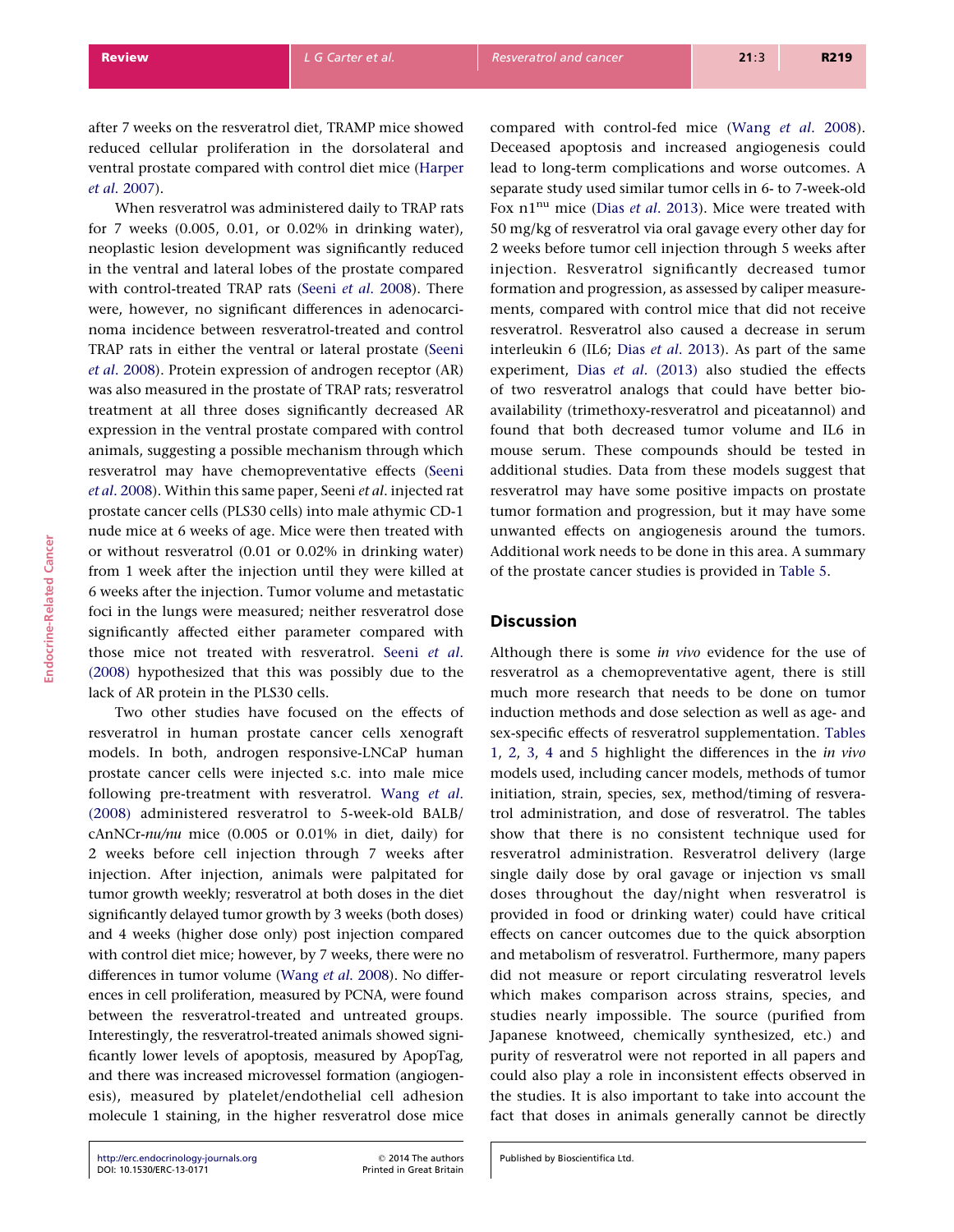after 7 weeks on the resveratrol diet, TRAMP mice showed reduced cellular proliferation in the dorsolateral and ventral prostate compared with control diet mice (Harper *et al*. 2007).

When resveratrol was administered daily to TRAP rats for 7 weeks (0.005, 0.01, or 0.02% in drinking water), neoplastic lesion development was significantly reduced in the ventral and lateral lobes of the prostate compared with control-treated TRAP rats (Seeni *et al*. 2008). There were, however, no significant differences in adenocarcinoma incidence between resveratrol-treated and control TRAP rats in either the ventral or lateral prostate (Seeni *et al*. 2008). Protein expression of androgen receptor (AR) was also measured in the prostate of TRAP rats; resveratrol treatment at all three doses significantly decreased AR expression in the ventral prostate compared with control animals, suggesting a possible mechanism through which resveratrol may have chemopreventative effects (Seeni *et al*. 2008). Within this same paper, Seeni *et al*. injected rat prostate cancer cells (PLS30 cells) into male athymic CD-1 nude mice at 6 weeks of age. Mice were then treated with or without resveratrol (0.01 or 0.02% in drinking water) from 1 week after the injection until they were killed at 6 weeks after the injection. Tumor volume and metastatic foci in the lungs were measured; neither resveratrol dose significantly affected either parameter compared with those mice not treated with resveratrol. Seeni *et al*. (2008) hypothesized that this was possibly due to the lack of AR protein in the PLS30 cells.

Two other studies have focused on the effects of resveratrol in human prostate cancer cells xenograft models. In both, androgen responsive-LNCaP human prostate cancer cells were injected s.c. into male mice following pre-treatment with resveratrol. Wang *et al*. (2008) administered resveratrol to 5-week-old BALB/cAnNCr-*nu/nu* mice (0.005 or 0.01% in diet, daily) for 2 weeks before cell injection through 7 weeks after injection. After injection, animals were palpitated for tumor growth weekly; resveratrol at both doses in the diet significantly delayed tumor growth by 3 weeks (both doses) and 4 weeks (higher dose only) post injection compared with control diet mice; however, by 7 weeks, there were no differences in tumor volume (Wang *et al*. 2008). No differences in cell proliferation, measured by PCNA, were found between the resveratrol-treated and untreated groups. Interestingly, the resveratrol-treated animals showed significantly lower levels of apoptosis, measured by ApopTag, and there was increased microvessel formation (angiogenesis), measured by platelet/endothelial cell adhesion molecule 1 staining, in the higher resveratrol dose mice compared with control-fed mice (Wang *et al*. 2008). Deceased apoptosis and increased angiogenesis could lead to long-term complications and worse outcomes. A separate study used similar tumor cells in 6- to 7-week-old Fox n1$^{nu}$ mice (Dias *et al*. 2013). Mice were treated with 50 mg/kg of resveratrol via oral gavage every other day for 2 weeks before tumor cell injection through 5 weeks after injection. Resveratrol significantly decreased tumor formation and progression, as assessed by caliper measurements, compared with control mice that did not receive resveratrol. Resveratrol also caused a decrease in serum interleukin 6 (IL6; Dias *et al*. 2013). As part of the same experiment, Dias *et al*. (2013) also studied the effects of two resveratrol analogs that could have better bioavailability (trimethoxy-resveratrol and piceatannol) and found that both decreased tumor volume and IL6 in mouse serum. These compounds should be tested in additional studies. Data from these models suggest that resveratrol may have some positive impacts on prostate tumor formation and progression, but it may have some unwanted effects on angiogenesis around the tumors. Additional work needs to be done in this area. A summary of the prostate cancer studies is provided in Table 5.

## Discussion

Although there is some *in vivo* evidence for the use of resveratrol as a chemopreventative agent, there is still much more research that needs to be done on tumor induction methods and dose selection as well as age- and sex-specific effects of resveratrol supplementation. Tables 1, 2, 3, 4 and 5 highlight the differences in the *in vivo* models used, including cancer models, methods of tumor initiation, strain, species, sex, method/timing of resveratrol administration, and dose of resveratrol. The tables show that there is no consistent technique used for resveratrol administration. Resveratrol delivery (large single daily dose by oral gavage or injection vs small doses throughout the day/night when resveratrol is provided in food or drinking water) could have critical effects on cancer outcomes due to the quick absorption and metabolism of resveratrol. Furthermore, many papers did not measure or report circulating resveratrol levels which makes comparison across strains, species, and studies nearly impossible. The source (purified from Japanese knotweed, chemically synthesized, etc.) and purity of resveratrol were not reported in all papers and could also play a role in inconsistent effects observed in the studies. It is also important to take into account the fact that doses in animals generally cannot be directly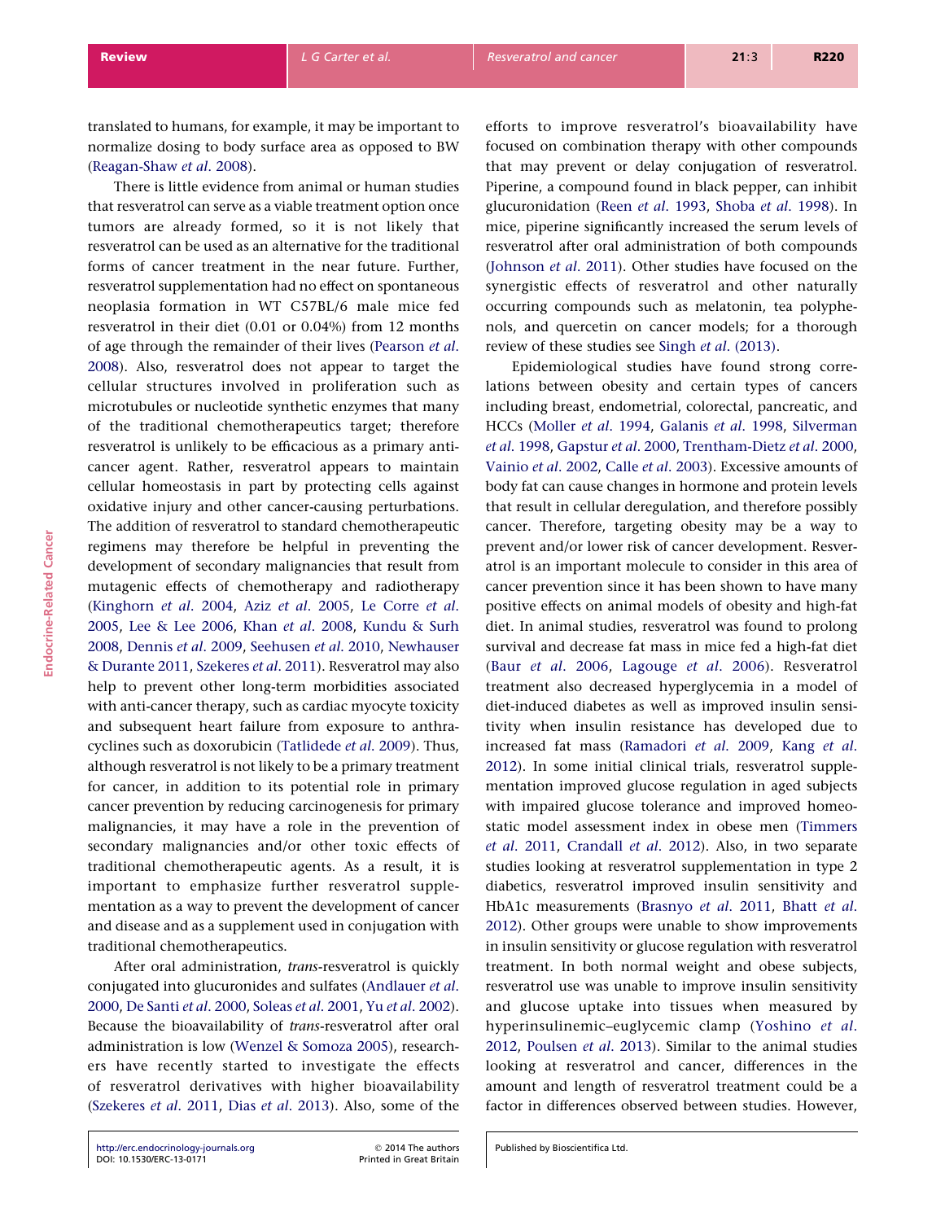translated to humans, for example, it may be important to normalize dosing to body surface area as opposed to BW (Reagan-Shaw *et al.* 2008).

There is little evidence from animal or human studies that resveratrol can serve as a viable treatment option once tumors are already formed, so it is not likely that resveratrol can be used as an alternative for the traditional forms of cancer treatment in the near future. Further, resveratrol supplementation had no effect on spontaneous neoplasia formation in WT C57BL/6 male mice fed resveratrol in their diet (0.01 or 0.04%) from 12 months of age through the remainder of their lives (Pearson *et al.* 2008). Also, resveratrol does not appear to target the cellular structures involved in proliferation such as microtubules or nucleotide synthetic enzymes that many of the traditional chemotherapeutics target; therefore resveratrol is unlikely to be efficacious as a primary anti-cancer agent. Rather, resveratrol appears to maintain cellular homeostasis in part by protecting cells against oxidative injury and other cancer-causing perturbations. The addition of resveratrol to standard chemotherapeutic regimens may therefore be helpful in preventing the development of secondary malignancies that result from mutagenic effects of chemotherapy and radiotherapy (Kinghorn *et al.* 2004, Aziz *et al.* 2005, Le Corre *et al.* 2005, Lee & Lee 2006, Khan *et al.* 2008, Kundu & Surh 2008, Dennis *et al.* 2009, Seehusen *et al.* 2010, Newhauser & Durante 2011, Szekeres *et al.* 2011). Resveratrol may also help to prevent other long-term morbidities associated with anti-cancer therapy, such as cardiac myocyte toxicity and subsequent heart failure from exposure to anthracyclines such as doxorubicin (Tatlidede *et al.* 2009). Thus, although resveratrol is not likely to be a primary treatment for cancer, in addition to its potential role in primary cancer prevention by reducing carcinogenesis for primary malignancies, it may have a role in the prevention of secondary malignancies and/or other toxic effects of traditional chemotherapeutic agents. As a result, it is important to emphasize further resveratrol supplementation as a way to prevent the development of cancer and disease and as a supplement used in conjugation with traditional chemotherapeutics.

After oral administration, *trans*-resveratrol is quickly conjugated into glucuronides and sulfates (Andlauer *et al.* 2000, De Santi *et al.* 2000, Soleas *et al.* 2001, Yu *et al.* 2002). Because the bioavailability of *trans*-resveratrol after oral administration is low (Wenzel & Somoza 2005), researchers have recently started to investigate the effects of resveratrol derivatives with higher bioavailability (Szekeres *et al.* 2011, Dias *et al.* 2013). Also, some of the efforts to improve resveratrol's bioavailability have focused on combination therapy with other compounds that may prevent or delay conjugation of resveratrol. Piperine, a compound found in black pepper, can inhibit glucuronidation (Reen *et al.* 1993, Shoba *et al.* 1998). In mice, piperine significantly increased the serum levels of resveratrol after oral administration of both compounds (Johnson *et al.* 2011). Other studies have focused on the synergistic effects of resveratrol and other naturally occurring compounds such as melatonin, tea polyphenols, and quercetin on cancer models; for a thorough review of these studies see Singh *et al.* (2013).

Epidemiological studies have found strong correlations between obesity and certain types of cancers including breast, endometrial, colorectal, pancreatic, and HCCs (Moller *et al.* 1994, Galanis *et al.* 1998, Silverman *et al.* 1998, Gapstur *et al.* 2000, Trentham-Dietz *et al.* 2000, Vainio *et al.* 2002, Calle *et al.* 2003). Excessive amounts of body fat can cause changes in hormone and protein levels that result in cellular deregulation, and therefore possibly cancer. Therefore, targeting obesity may be a way to prevent and/or lower risk of cancer development. Resveratrol is an important molecule to consider in this area of cancer prevention since it has been shown to have many positive effects on animal models of obesity and high-fat diet. In animal studies, resveratrol was found to prolong survival and decrease fat mass in mice fed a high-fat diet (Baur *et al.* 2006, Lagouge *et al.* 2006). Resveratrol treatment also decreased hyperglycemia in a model of diet-induced diabetes as well as improved insulin sensitivity when insulin resistance has developed due to increased fat mass (Ramadori *et al.* 2009, Kang *et al.* 2012). In some initial clinical trials, resveratrol supplementation improved glucose regulation in aged subjects with impaired glucose tolerance and improved homeostatic model assessment index in obese men (Timmers *et al.* 2011, Crandall *et al.* 2012). Also, in two separate studies looking at resveratrol supplementation in type 2 diabetics, resveratrol improved insulin sensitivity and HbA1c measurements (Brasnyo *et al.* 2011, Bhatt *et al.* 2012). Other groups were unable to show improvements in insulin sensitivity or glucose regulation with resveratrol treatment. In both normal weight and obese subjects, resveratrol use was unable to improve insulin sensitivity and glucose uptake into tissues when measured by hyperinsulinemic–euglycemic clamp (Yoshino *et al.* 2012, Poulsen *et al.* 2013). Similar to the animal studies looking at resveratrol and cancer, differences in the amount and length of resveratrol treatment could be a factor in differences observed between studies. However,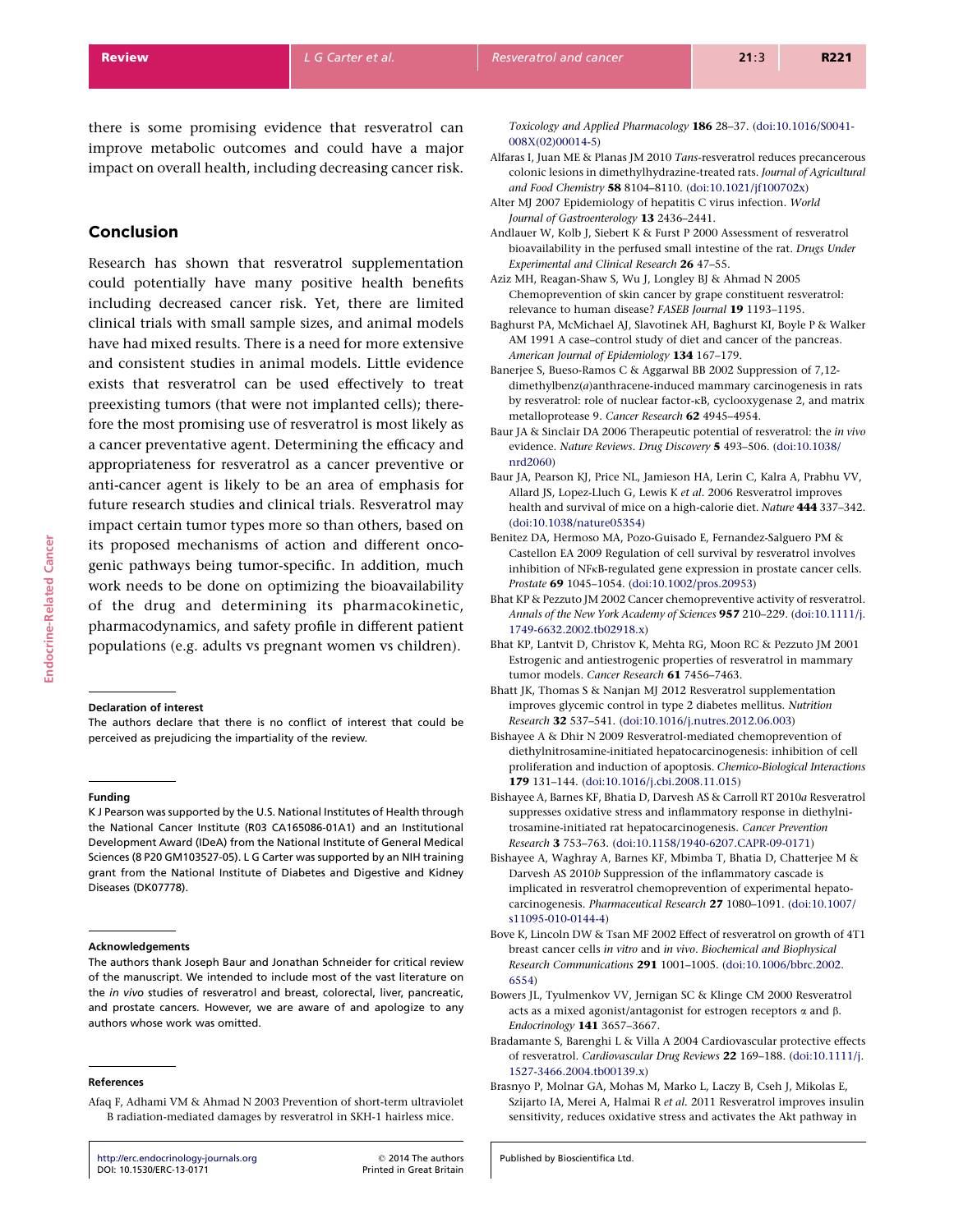there is some promising evidence that resveratrol can improve metabolic outcomes and could have a major impact on overall health, including decreasing cancer risk.

## Conclusion

Research has shown that resveratrol supplementation could potentially have many positive health benefits including decreased cancer risk. Yet, there are limited clinical trials with small sample sizes, and animal models have had mixed results. There is a need for more extensive and consistent studies in animal models. Little evidence exists that resveratrol can be used effectively to treat preexisting tumors (that were not implanted cells); therefore the most promising use of resveratrol is most likely as a cancer preventative agent. Determining the efficacy and appropriateness for resveratrol as a cancer preventive or anti-cancer agent is likely to be an area of emphasis for future research studies and clinical trials. Resveratrol may impact certain tumor types more so than others, based on its proposed mechanisms of action and different oncogenic pathways being tumor-specific. In addition, much work needs to be done on optimizing the bioavailability of the drug and determining its pharmacokinetic, pharmacodynamics, and safety profile in different patient populations (e.g. adults vs pregnant women vs children).

#### Declaration of interest

The authors declare that there is no conflict of interest that could be perceived as prejudicing the impartiality of the review.

#### Funding

K J Pearson was supported by the U.S. National Institutes of Health through the National Cancer Institute (R03 CA165086-01A1) and an Institutional Development Award (IDeA) from the National Institute of General Medical Sciences (8 P20 GM103527-05). L G Carter was supported by an NIH training grant from the National Institute of Diabetes and Digestive and Kidney Diseases (DK07778).

#### Acknowledgements

The authors thank Joseph Baur and Jonathan Schneider for critical review of the manuscript. We intended to include most of the vast literature on the *in vivo* studies of resveratrol and breast, colorectal, liver, pancreatic, and prostate cancers. However, we are aware of and apologize to any authors whose work was omitted.

#### References

Afaq F, Adhami VM & Ahmad N 2003 Prevention of short-term ultraviolet B radiation-mediated damages by resveratrol in SKH-1 hairless mice. *Toxicology and Applied Pharmacology* **186** 28–37. (doi:10.1016/S0041-008X(02)00014-5)

Alfaras I, Juan ME & Planas JM 2010 *Tans*-resveratrol reduces precancerous colonic lesions in dimethylhydrazine-treated rats. *Journal of Agricultural and Food Chemistry* **58** 8104–8110. (doi:10.1021/jf100702x)

Alter MJ 2007 Epidemiology of hepatitis C virus infection. *World Journal of Gastroenterology* **13** 2436–2441.

Andlauer W, Kolb J, Siebert K & Furst P 2000 Assessment of resveratrol bioavailability in the perfused small intestine of the rat. *Drugs Under Experimental and Clinical Research* **26** 47–55.

Aziz MH, Reagan-Shaw S, Wu J, Longley BJ & Ahmad N 2005 Chemoprevention of skin cancer by grape constituent resveratrol: relevance to human disease? *FASEB Journal* **19** 1193–1195.

Baghurst PA, McMichael AJ, Slavotinek AH, Baghurst KI, Boyle P & Walker AM 1991 A case–control study of diet and cancer of the pancreas. *American Journal of Epidemiology* **134** 167–179.

Banerjee S, Bueso-Ramos C & Aggarwal BB 2002 Suppression of 7,12-dimethylbenz(*a*)anthracene-induced mammary carcinogenesis in rats by resveratrol: role of nuclear factor-κB, cyclooxygenase 2, and matrix metalloprotease 9. *Cancer Research* **62** 4945–4954.

Baur JA & Sinclair DA 2006 Therapeutic potential of resveratrol: the *in vivo* evidence. *Nature Reviews. Drug Discovery* **5** 493–506. (doi:10.1038/nrd2060)

Baur JA, Pearson KJ, Price NL, Jamieson HA, Lerin C, Kalra A, Prabhu VV, Allard JS, Lopez-Lluch G, Lewis K *et al.* 2006 Resveratrol improves health and survival of mice on a high-calorie diet. *Nature* **444** 337–342. (doi:10.1038/nature05354)

Benitez DA, Hermoso MA, Pozo-Guisado E, Fernandez-Salguero PM & Castellon EA 2009 Regulation of cell survival by resveratrol involves inhibition of NFκB-regulated gene expression in prostate cancer cells. *Prostate* **69** 1045–1054. (doi:10.1002/pros.20953)

Bhat KP & Pezzuto JM 2002 Cancer chemopreventive activity of resveratrol. *Annals of the New York Academy of Sciences* **957** 210–229. (doi:10.1111/j.1749-6632.2002.tb02918.x)

Bhat KP, Lantvit D, Christov K, Mehta RG, Moon RC & Pezzuto JM 2001 Estrogenic and antiestrogenic properties of resveratrol in mammary tumor models. *Cancer Research* **61** 7456–7463.

Bhatt JK, Thomas S & Nanjan MJ 2012 Resveratrol supplementation improves glycemic control in type 2 diabetes mellitus. *Nutrition Research* **32** 537–541. (doi:10.1016/j.nutres.2012.06.003)

Bishayee A & Dhir N 2009 Resveratrol-mediated chemoprevention of diethylnitrosamine-initiated hepatocarcinogenesis: inhibition of cell proliferation and induction of apoptosis. *Chemico-Biological Interactions* **179** 131–144. (doi:10.1016/j.cbi.2008.11.015)

Bishayee A, Barnes KF, Bhatia D, Darvesh AS & Carroll RT 2010*a* Resveratrol suppresses oxidative stress and inflammatory response in diethylnitrosamine-initiated rat hepatocarcinogenesis. *Cancer Prevention Research* **3** 753–763. (doi:10.1158/1940-6207.CAPR-09-0171)

Bishayee A, Waghray A, Barnes KF, Mbimba T, Bhatia D, Chatterjee M & Darvesh AS 2010*b* Suppression of the inflammatory cascade is implicated in resveratrol chemoprevention of experimental hepatocarcinogenesis. *Pharmaceutical Research* **27** 1080–1091. (doi:10.1007/s11095-010-0144-4)

Bove K, Lincoln DW & Tsan MF 2002 Effect of resveratrol on growth of 4T1 breast cancer cells *in vitro* and *in vivo*. *Biochemical and Biophysical Research Communications* **291** 1001–1005. (doi:10.1006/bbrc.2002.6554)

Bowers JL, Tyulmenkov VV, Jernigan SC & Klinge CM 2000 Resveratrol acts as a mixed agonist/antagonist for estrogen receptors α and β. *Endocrinology* **141** 3657–3667.

Bradamante S, Barenghi L & Villa A 2004 Cardiovascular protective effects of resveratrol. *Cardiovascular Drug Reviews* **22** 169–188. (doi:10.1111/j.1527-3466.2004.tb00139.x)

Brasnyo P, Molnar GA, Mohas M, Marko L, Laczy B, Cseh J, Mikolas E, Szijarto IA, Merei A, Halmai R *et al.* 2011 Resveratrol improves insulin sensitivity, reduces oxidative stress and activates the Akt pathway in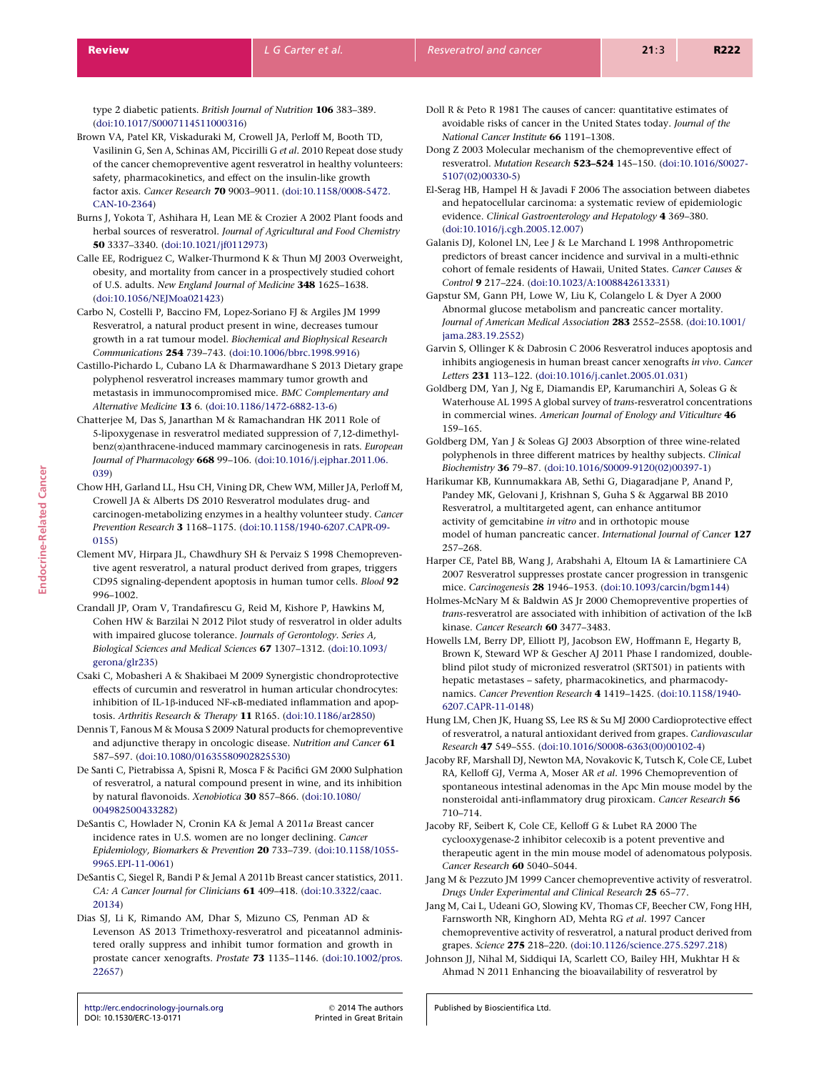type 2 diabetic patients. *British Journal of Nutrition* **106** 383–389. (doi:10.1017/S0007114511000316)

Brown VA, Patel KR, Viskaduraki M, Crowell JA, Perloff M, Booth TD, Vasilinin G, Sen A, Schinas AM, Piccirilli G *et al*. 2010 Repeat dose study of the cancer chemopreventive agent resveratrol in healthy volunteers: safety, pharmacokinetics, and effect on the insulin-like growth factor axis. *Cancer Research* **70** 9003–9011. (doi:10.1158/0008-5472.CAN-10-2364)

Burns J, Yokota T, Ashihara H, Lean ME & Crozier A 2002 Plant foods and herbal sources of resveratrol. *Journal of Agricultural and Food Chemistry* **50** 3337–3340. (doi:10.1021/jf0112973)

Calle EE, Rodriguez C, Walker-Thurmond K & Thun MJ 2003 Overweight, obesity, and mortality from cancer in a prospectively studied cohort of U.S. adults. *New England Journal of Medicine* **348** 1625–1638. (doi:10.1056/NEJMoa021423)

Carbo N, Costelli P, Baccino FM, Lopez-Soriano FJ & Argiles JM 1999 Resveratrol, a natural product present in wine, decreases tumour growth in a rat tumour model. *Biochemical and Biophysical Research Communications* **254** 739–743. (doi:10.1006/bbrc.1998.9916)

Castillo-Pichardo L, Cubano LA & Dharmawardhane S 2013 Dietary grape polyphenol resveratrol increases mammary tumor growth and metastasis in immunocompromised mice. *BMC Complementary and Alternative Medicine* **13** 6. (doi:10.1186/1472-6882-13-6)

Chatterjee M, Das S, Janarthan M & Ramachandran HK 2011 Role of 5-lipoxygenase in resveratrol mediated suppression of 7,12-dimethylbenz(α)anthracene-induced mammary carcinogenesis in rats. *European Journal of Pharmacology* **668** 99–106. (doi:10.1016/j.ejphar.2011.06.039)

Chow HH, Garland LL, Hsu CH, Vining DR, Chew WM, Miller JA, Perloff M, Crowell JA & Alberts DS 2010 Resveratrol modulates drug- and carcinogen-metabolizing enzymes in a healthy volunteer study. *Cancer Prevention Research* **3** 1168–1175. (doi:10.1158/1940-6207.CAPR-09-0155)

Clement MV, Hirpara JL, Chawdhury SH & Pervaiz S 1998 Chemopreventive agent resveratrol, a natural product derived from grapes, triggers CD95 signaling-dependent apoptosis in human tumor cells. *Blood* **92** 996–1002.

Crandall JP, Oram V, Trandafirescu G, Reid M, Kishore P, Hawkins M, Cohen HW & Barzilai N 2012 Pilot study of resveratrol in older adults with impaired glucose tolerance. *Journals of Gerontology. Series A, Biological Sciences and Medical Sciences* **67** 1307–1312. (doi:10.1093/gerona/glr235)

Csaki C, Mobasheri A & Shakibaei M 2009 Synergistic chondroprotective effects of curcumin and resveratrol in human articular chondrocytes: inhibition of IL-1β-induced NF-κB-mediated inflammation and apoptosis. *Arthritis Research & Therapy* **11** R165. (doi:10.1186/ar2850)

Dennis T, Fanous M & Mousa S 2009 Natural products for chemopreventive and adjunctive therapy in oncologic disease. *Nutrition and Cancer* **61** 587–597. (doi:10.1080/01635580902825530)

De Santi C, Pietrabissa A, Spisni R, Mosca F & Pacifici GM 2000 Sulphation of resveratrol, a natural compound present in wine, and its inhibition by natural flavonoids. *Xenobiotica* **30** 857–866. (doi:10.1080/004982500433282)

DeSantis C, Howlader N, Cronin KA & Jemal A 2011*a* Breast cancer incidence rates in U.S. women are no longer declining. *Cancer Epidemiology, Biomarkers & Prevention* **20** 733–739. (doi:10.1158/1055-9965.EPI-11-0061)

DeSantis C, Siegel R, Bandi P & Jemal A 2011b Breast cancer statistics, 2011. *CA: A Cancer Journal for Clinicians* **61** 409–418. (doi:10.3322/caac.20134)

Dias SJ, Li K, Rimando AM, Dhar S, Mizuno CS, Penman AD & Levenson AS 2013 Trimethoxy-resveratrol and piceatannol administered orally suppress and inhibit tumor formation and growth in prostate cancer xenografts. *Prostate* **73** 1135–1146. (doi:10.1002/pros.22657)

Doll R & Peto R 1981 The causes of cancer: quantitative estimates of avoidable risks of cancer in the United States today. *Journal of the National Cancer Institute* **66** 1191–1308.

Dong Z 2003 Molecular mechanism of the chemopreventive effect of resveratrol. *Mutation Research* **523–524** 145–150. (doi:10.1016/S0027-5107(02)00330-5)

El-Serag HB, Hampel H & Javadi F 2006 The association between diabetes and hepatocellular carcinoma: a systematic review of epidemiologic evidence. *Clinical Gastroenterology and Hepatology* **4** 369–380. (doi:10.1016/j.cgh.2005.12.007)

Galanis DJ, Kolonel LN, Lee J & Le Marchand L 1998 Anthropometric predictors of breast cancer incidence and survival in a multi-ethnic cohort of female residents of Hawaii, United States. *Cancer Causes & Control* **9** 217–224. (doi:10.1023/A:1008842613331)

Gapstur SM, Gann PH, Lowe W, Liu K, Colangelo L & Dyer A 2000 Abnormal glucose metabolism and pancreatic cancer mortality. *Journal of American Medical Association* **283** 2552–2558. (doi:10.1001/jama.283.19.2552)

Garvin S, Ollinger K & Dabrosin C 2006 Resveratrol induces apoptosis and inhibits angiogenesis in human breast cancer xenografts *in vivo*. *Cancer Letters* **231** 113–122. (doi:10.1016/j.canlet.2005.01.031)

Goldberg DM, Yan J, Ng E, Diamandis EP, Karumanchiri A, Soleas G & Waterhouse AL 1995 A global survey of *trans*-resveratrol concentrations in commercial wines. *American Journal of Enology and Viticulture* **46** 159–165.

Goldberg DM, Yan J & Soleas GJ 2003 Absorption of three wine-related polyphenols in three different matrices by healthy subjects. *Clinical Biochemistry* **36** 79–87. (doi:10.1016/S0009-9120(02)00397-1)

Harikumar KB, Kunnumakkara AB, Sethi G, Diagaradjane P, Anand P, Pandey MK, Gelovani J, Krishnan S, Guha S & Aggarwal BB 2010 Resveratrol, a multitargeted agent, can enhance antitumor activity of gemcitabine *in vitro* and in orthotopic mouse model of human pancreatic cancer. *International Journal of Cancer* **127** 257–268.

Harper CE, Patel BB, Wang J, Arabshahi A, Eltoum IA & Lamartiniere CA 2007 Resveratrol suppresses prostate cancer progression in transgenic mice. *Carcinogenesis* **28** 1946–1953. (doi:10.1093/carcin/bgm144)

Holmes-McNary M & Baldwin AS Jr 2000 Chemopreventive properties of *trans*-resveratrol are associated with inhibition of activation of the IκB kinase. *Cancer Research* **60** 3477–3483.

Howells LM, Berry DP, Elliott PJ, Jacobson EW, Hoffmann E, Hegarty B, Brown K, Steward WP & Gescher AJ 2011 Phase I randomized, double-blind pilot study of micronized resveratrol (SRT501) in patients with hepatic metastases – safety, pharmacokinetics, and pharmacodynamics. *Cancer Prevention Research* **4** 1419–1425. (doi:10.1158/1940-6207.CAPR-11-0148)

Hung LM, Chen JK, Huang SS, Lee RS & Su MJ 2000 Cardioprotective effect of resveratrol, a natural antioxidant derived from grapes. *Cardiovascular Research* **47** 549–555. (doi:10.1016/S0008-6363(00)00102-4)

Jacoby RF, Marshall DJ, Newton MA, Novakovic K, Tutsch K, Cole CE, Lubet RA, Kelloff GJ, Verma A, Moser AR *et al*. 1996 Chemoprevention of spontaneous intestinal adenomas in the Apc Min mouse model by the nonsteroidal anti-inflammatory drug piroxicam. *Cancer Research* **56** 710–714.

Jacoby RF, Seibert K, Cole CE, Kelloff G & Lubet RA 2000 The cyclooxygenase-2 inhibitor celecoxib is a potent preventive and therapeutic agent in the min mouse model of adenomatous polyposis. *Cancer Research* **60** 5040–5044.

Jang M & Pezzuto JM 1999 Cancer chemopreventive activity of resveratrol. *Drugs Under Experimental and Clinical Research* **25** 65–77.

Jang M, Cai L, Udeani GO, Slowing KV, Thomas CF, Beecher CW, Fong HH, Farnsworth NR, Kinghorn AD, Mehta RG *et al*. 1997 Cancer chemopreventive activity of resveratrol, a natural product derived from grapes. *Science* **275** 218–220. (doi:10.1126/science.275.5297.218)

Johnson JJ, Nihal M, Siddiqui IA, Scarlett CO, Bailey HH, Mukhtar H & Ahmad N 2011 Enhancing the bioavailability of resveratrol by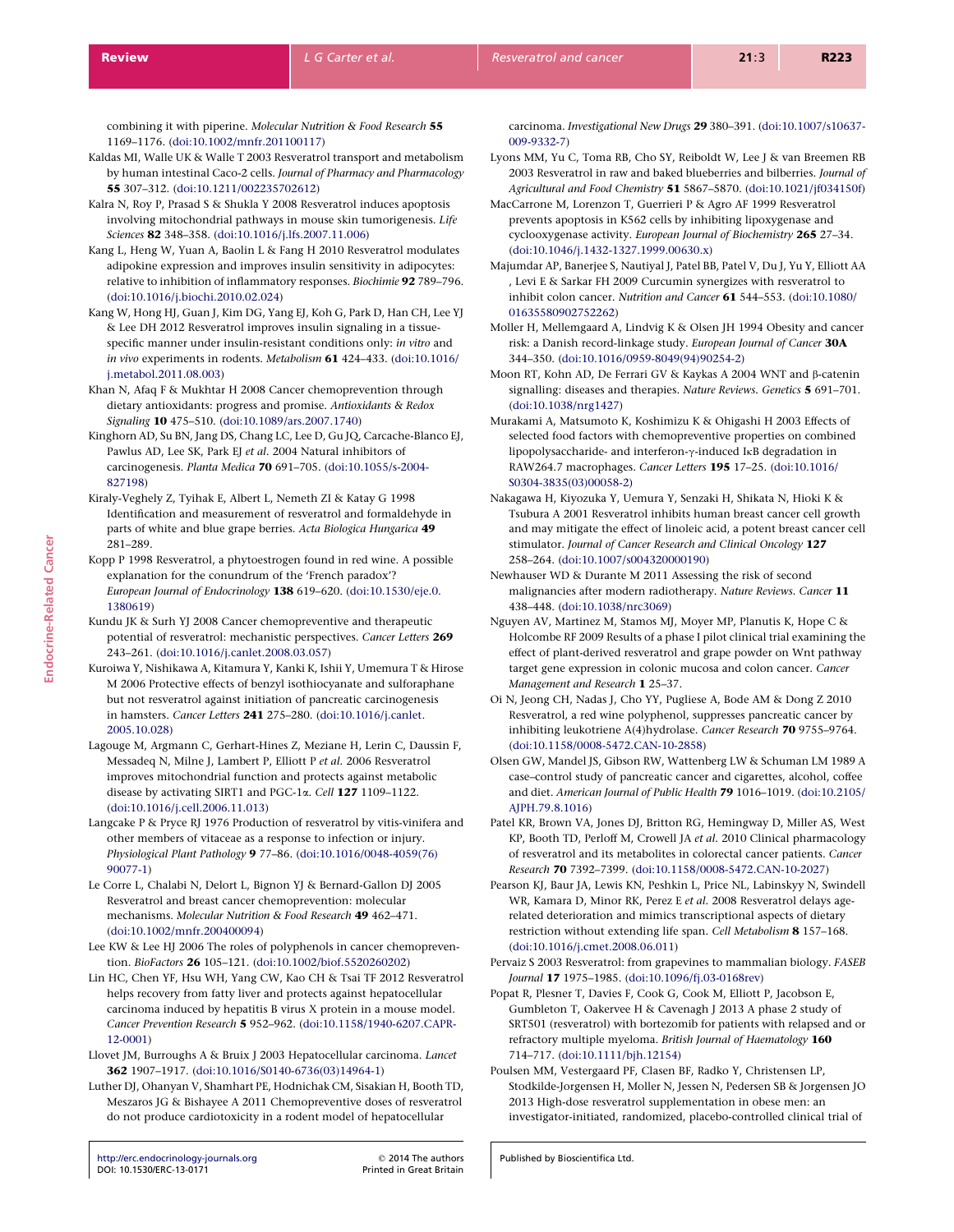combining it with piperine. *Molecular Nutrition & Food Research* **55** 1169–1176. (doi:10.1002/mnfr.201100117)

Kaldas MI, Walle UK & Walle T 2003 Resveratrol transport and metabolism by human intestinal Caco-2 cells. *Journal of Pharmacy and Pharmacology* **55** 307–312. (doi:10.1211/002235702612)

Kalra N, Roy P, Prasad S & Shukla Y 2008 Resveratrol induces apoptosis involving mitochondrial pathways in mouse skin tumorigenesis. *Life Sciences* **82** 348–358. (doi:10.1016/j.lfs.2007.11.006)

Kang L, Heng W, Yuan A, Baolin L & Fang H 2010 Resveratrol modulates adipokine expression and improves insulin sensitivity in adipocytes: relative to inhibition of inflammatory responses. *Biochimie* **92** 789–796. (doi:10.1016/j.biochi.2010.02.024)

Kang W, Hong HJ, Guan J, Kim DG, Yang EJ, Koh G, Park D, Han CH, Lee YJ & Lee DH 2012 Resveratrol improves insulin signaling in a tissue-specific manner under insulin-resistant conditions only: *in vitro* and *in vivo* experiments in rodents. *Metabolism* **61** 424–433. (doi:10.1016/j.metabol.2011.08.003)

Khan N, Afaq F & Mukhtar H 2008 Cancer chemoprevention through dietary antioxidants: progress and promise. *Antioxidants & Redox Signaling* **10** 475–510. (doi:10.1089/ars.2007.1740)

Kinghorn AD, Su BN, Jang DS, Chang LC, Lee D, Gu JQ, Carcache-Blanco EJ, Pawlus AD, Lee SK, Park EJ *et al.* 2004 Natural inhibitors of carcinogenesis. *Planta Medica* **70** 691–705. (doi:10.1055/s-2004-827198)

Kiraly-Veghely Z, Tyihak E, Albert L, Nemeth ZI & Katay G 1998 Identification and measurement of resveratrol and formaldehyde in parts of white and blue grape berries. *Acta Biologica Hungarica* **49** 281–289.

Kopp P 1998 Resveratrol, a phytoestrogen found in red wine. A possible explanation for the conundrum of the 'French paradox'? *European Journal of Endocrinology* **138** 619–620. (doi:10.1530/eje.0.1380619)

Kundu JK & Surh YJ 2008 Cancer chemopreventive and therapeutic potential of resveratrol: mechanistic perspectives. *Cancer Letters* **269** 243–261. (doi:10.1016/j.canlet.2008.03.057)

Kuroiwa Y, Nishikawa A, Kitamura Y, Kanki K, Ishii Y, Umemura T & Hirose M 2006 Protective effects of benzyl isothiocyanate and sulforaphane but not resveratrol against initiation of pancreatic carcinogenesis in hamsters. *Cancer Letters* **241** 275–280. (doi:10.1016/j.canlet.2005.10.028)

Lagouge M, Argmann C, Gerhart-Hines Z, Meziane H, Lerin C, Daussin F, Messadeq N, Milne J, Lambert P, Elliott P *et al.* 2006 Resveratrol improves mitochondrial function and protects against metabolic disease by activating SIRT1 and PGC-1α. *Cell* **127** 1109–1122. (doi:10.1016/j.cell.2006.11.013)

Langcake P & Pryce RJ 1976 Production of resveratrol by vitis-vinifera and other members of vitaceae as a response to infection or injury. *Physiological Plant Pathology* **9** 77–86. (doi:10.1016/0048-4059(76)90077-1)

Le Corre L, Chalabi N, Delort L, Bignon YJ & Bernard-Gallon DJ 2005 Resveratrol and breast cancer chemoprevention: molecular mechanisms. *Molecular Nutrition & Food Research* **49** 462–471. (doi:10.1002/mnfr.200400094)

Lee KW & Lee HJ 2006 The roles of polyphenols in cancer chemoprevention. *BioFactors* **26** 105–121. (doi:10.1002/biof.5520260202)

Lin HC, Chen YF, Hsu WH, Yang CW, Kao CH & Tsai TF 2012 Resveratrol helps recovery from fatty liver and protects against hepatocellular carcinoma induced by hepatitis B virus X protein in a mouse model. *Cancer Prevention Research* **5** 952–962. (doi:10.1158/1940-6207.CAPR-12-0001)

Llovet JM, Burroughs A & Bruix J 2003 Hepatocellular carcinoma. *Lancet* **362** 1907–1917. (doi:10.1016/S0140-6736(03)14964-1)

Luther DJ, Ohanyan V, Shamhart PE, Hodnichak CM, Sisakian H, Booth TD, Meszaros JG & Bishayee A 2011 Chemopreventive doses of resveratrol do not produce cardiotoxicity in a rodent model of hepatocellular carcinoma. *Investigational New Drugs* **29** 380–391. (doi:10.1007/s10637-009-9332-7)

Lyons MM, Yu C, Toma RB, Cho SY, Reiboldt W, Lee J & van Breemen RB 2003 Resveratrol in raw and baked blueberries and bilberries. *Journal of Agricultural and Food Chemistry* **51** 5867–5870. (doi:10.1021/jf034150f)

MacCarrone M, Lorenzon T, Guerrieri P & Agro AF 1999 Resveratrol prevents apoptosis in K562 cells by inhibiting lipoxygenase and cyclooxygenase activity. *European Journal of Biochemistry* **265** 27–34. (doi:10.1046/j.1432-1327.1999.00630.x)

Majumdar AP, Banerjee S, Nautiyal J, Patel BB, Patel V, Du J, Yu Y, Elliott AA, Levi E & Sarkar FH 2009 Curcumin synergizes with resveratrol to inhibit colon cancer. *Nutrition and Cancer* **61** 544–553. (doi:10.1080/01635580902752262)

Moller H, Mellemgaard A, Lindvig K & Olsen JH 1994 Obesity and cancer risk: a Danish record-linkage study. *European Journal of Cancer* **30A** 344–350. (doi:10.1016/0959-8049(94)90254-2)

Moon RT, Kohn AD, De Ferrari GV & Kaykas A 2004 WNT and β-catenin signalling: diseases and therapies. *Nature Reviews. Genetics* **5** 691–701. (doi:10.1038/nrg1427)

Murakami A, Matsumoto K, Koshimizu K & Ohigashi H 2003 Effects of selected food factors with chemopreventive properties on combined lipopolysaccharide- and interferon-γ-induced IκB degradation in RAW264.7 macrophages. *Cancer Letters* **195** 17–25. (doi:10.1016/S0304-3835(03)00058-2)

Nakagawa H, Kiyozuka Y, Uemura Y, Senzaki H, Shikata N, Hioki K & Tsubura A 2001 Resveratrol inhibits human breast cancer cell growth and may mitigate the effect of linoleic acid, a potent breast cancer cell stimulator. *Journal of Cancer Research and Clinical Oncology* **127** 258–264. (doi:10.1007/s004320000190)

Newhauser WD & Durante M 2011 Assessing the risk of second malignancies after modern radiotherapy. *Nature Reviews. Cancer* **11** 438–448. (doi:10.1038/nrc3069)

Nguyen AV, Martinez M, Stamos MJ, Moyer MP, Planutis K, Hope C & Holcombe RF 2009 Results of a phase I pilot clinical trial examining the effect of plant-derived resveratrol and grape powder on Wnt pathway target gene expression in colonic mucosa and colon cancer. *Cancer Management and Research* **1** 25–37.

Oi N, Jeong CH, Nadas J, Cho YY, Pugliese A, Bode AM & Dong Z 2010 Resveratrol, a red wine polyphenol, suppresses pancreatic cancer by inhibiting leukotriene A(4)hydrolase. *Cancer Research* **70** 9755–9764. (doi:10.1158/0008-5472.CAN-10-2858)

Olsen GW, Mandel JS, Gibson RW, Wattenberg LW & Schuman LM 1989 A case–control study of pancreatic cancer and cigarettes, alcohol, coffee and diet. *American Journal of Public Health* **79** 1016–1019. (doi:10.2105/AJPH.79.8.1016)

Patel KR, Brown VA, Jones DJ, Britton RG, Hemingway D, Miller AS, West KP, Booth TD, Perloff M, Crowell JA *et al.* 2010 Clinical pharmacology of resveratrol and its metabolites in colorectal cancer patients. *Cancer Research* **70** 7392–7399. (doi:10.1158/0008-5472.CAN-10-2027)

Pearson KJ, Baur JA, Lewis KN, Peshkin L, Price NL, Labinskyy N, Swindell WR, Kamara D, Minor RK, Perez E *et al.* 2008 Resveratrol delays age-related deterioration and mimics transcriptional aspects of dietary restriction without extending life span. *Cell Metabolism* **8** 157–168. (doi:10.1016/j.cmet.2008.06.011)

Pervaiz S 2003 Resveratrol: from grapevines to mammalian biology. *FASEB Journal* **17** 1975–1985. (doi:10.1096/fj.03-0168rev)

Popat R, Plesner T, Davies F, Cook G, Cook M, Elliott P, Jacobson E, Gumbleton T, Oakervee H & Cavenagh J 2013 A phase 2 study of SRT501 (resveratrol) with bortezomib for patients with relapsed and or refractory multiple myeloma. *British Journal of Haematology* **160** 714–717. (doi:10.1111/bjh.12154)

Poulsen MM, Vestergaard PF, Clasen BF, Radko Y, Christensen LP, Stodkilde-Jorgensen H, Moller N, Jessen N, Pedersen SB & Jorgensen JO 2013 High-dose resveratrol supplementation in obese men: an investigator-initiated, randomized, placebo-controlled clinical trial of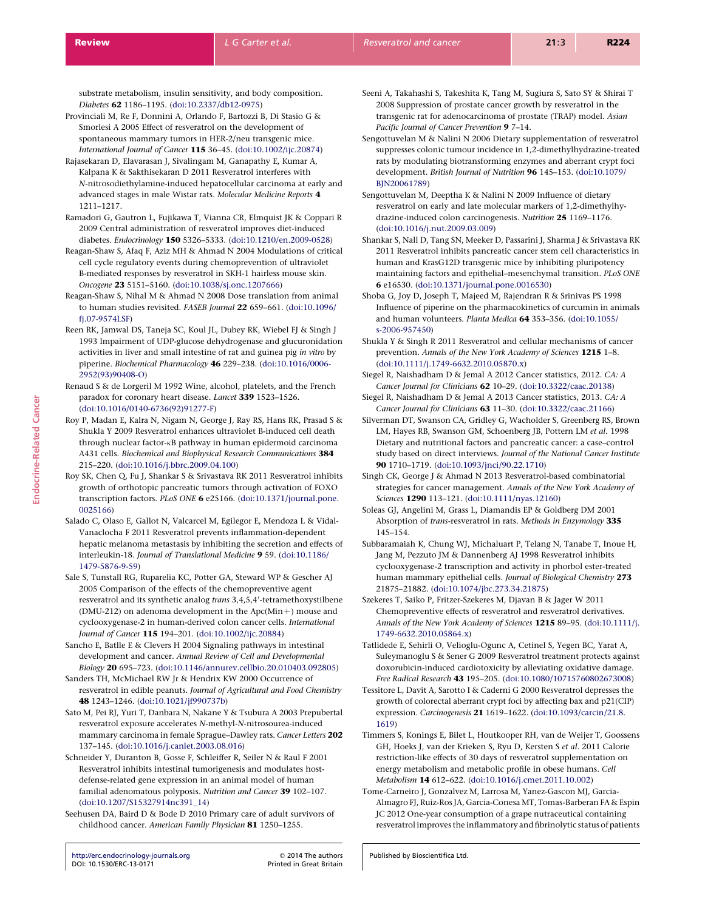substrate metabolism, insulin sensitivity, and body composition. *Diabetes* **62** 1186–1195. (doi:10.2337/db12-0975)

Provinciali M, Re F, Donnini A, Orlando F, Bartozzi B, Di Stasio G & Smorlesi A 2005 Effect of resveratrol on the development of spontaneous mammary tumors in HER-2/neu transgenic mice. *International Journal of Cancer* **115** 36–45. (doi:10.1002/ijc.20874)

Rajasekaran D, Elavarasan J, Sivalingam M, Ganapathy E, Kumar A, Kalpana K & Sakthisekaran D 2011 Resveratrol interferes with *N*-nitrosodiethylamine-induced hepatocellular carcinoma at early and advanced stages in male Wistar rats. *Molecular Medicine Reports* **4** 1211–1217.

Ramadori G, Gautron L, Fujikawa T, Vianna CR, Elmquist JK & Coppari R 2009 Central administration of resveratrol improves diet-induced diabetes. *Endocrinology* **150** 5326–5333. (doi:10.1210/en.2009-0528)

Reagan-Shaw S, Afaq F, Aziz MH & Ahmad N 2004 Modulations of critical cell cycle regulatory events during chemoprevention of ultraviolet B-mediated responses by resveratrol in SKH-1 hairless mouse skin. *Oncogene* **23** 5151–5160. (doi:10.1038/sj.onc.1207666)

Reagan-Shaw S, Nihal M & Ahmad N 2008 Dose translation from animal to human studies revisited. *FASEB Journal* **22** 659–661. (doi:10.1096/fj.07-9574LSF)

Reen RK, Jamwal DS, Taneja SC, Koul JL, Dubey RK, Wiebel FJ & Singh J 1993 Impairment of UDP-glucose dehydrogenase and glucuronidation activities in liver and small intestine of rat and guinea pig *in vitro* by piperine. *Biochemical Pharmacology* **46** 229–238. (doi:10.1016/0006-2952(93)90408-O)

Renaud S & de Lorgeril M 1992 Wine, alcohol, platelets, and the French paradox for coronary heart disease. *Lancet* **339** 1523–1526. (doi:10.1016/0140-6736(92)91277-F)

Roy P, Madan E, Kalra N, Nigam N, George J, Ray RS, Hans RK, Prasad S & Shukla Y 2009 Resveratrol enhances ultraviolet B-induced cell death through nuclear factor-κB pathway in human epidermoid carcinoma A431 cells. *Biochemical and Biophysical Research Communications* **384** 215–220. (doi:10.1016/j.bbrc.2009.04.100)

Roy SK, Chen Q, Fu J, Shankar S & Srivastava RK 2011 Resveratrol inhibits growth of orthotopic pancreatic tumors through activation of FOXO transcription factors. *PLoS ONE* **6** e25166. (doi:10.1371/journal.pone.0025166)

Salado C, Olaso E, Gallot N, Valcarcel M, Egilegor E, Mendoza L & Vidal-Vanaclocha F 2011 Resveratrol prevents inflammation-dependent hepatic melanoma metastasis by inhibiting the secretion and effects of interleukin-18. *Journal of Translational Medicine* **9** 59. (doi:10.1186/1479-5876-9-59)

Sale S, Tunstall RG, Ruparelia KC, Potter GA, Steward WP & Gescher AJ 2005 Comparison of the effects of the chemopreventive agent resveratrol and its synthetic analog *trans* 3,4,5,4′-tetramethoxystilbene (DMU-212) on adenoma development in the Apc(Min+) mouse and cyclooxygenase-2 in human-derived colon cancer cells. *International Journal of Cancer* **115** 194–201. (doi:10.1002/ijc.20884)

Sancho E, Batlle E & Clevers H 2004 Signaling pathways in intestinal development and cancer. *Annual Review of Cell and Developmental Biology* **20** 695–723. (doi:10.1146/annurev.cellbio.20.010403.092805)

Sanders TH, McMichael RW Jr & Hendrix KW 2000 Occurrence of resveratrol in edible peanuts. *Journal of Agricultural and Food Chemistry* **48** 1243–1246. (doi:10.1021/jf990737b)

Sato M, Pei RJ, Yuri T, Danbara N, Nakane Y & Tsubura A 2003 Prepubertal resveratrol exposure accelerates *N*-methyl-*N*-nitrosourea-induced mammary carcinoma in female Sprague–Dawley rats. *Cancer Letters* **202** 137–145. (doi:10.1016/j.canlet.2003.08.016)

Schneider Y, Duranton B, Gosse F, Schleiffer R, Seiler N & Raul F 2001 Resveratrol inhibits intestinal tumorigenesis and modulates host-defense-related gene expression in an animal model of human familial adenomatous polyposis. *Nutrition and Cancer* **39** 102–107. (doi:10.1207/S15327914nc391_14)

Seehusen DA, Baird D & Bode D 2010 Primary care of adult survivors of childhood cancer. *American Family Physician* **81** 1250–1255.

Seeni A, Takahashi S, Takeshita K, Tang M, Sugiura S, Sato SY & Shirai T 2008 Suppression of prostate cancer growth by resveratrol in the transgenic rat for adenocarcinoma of prostate (TRAP) model. *Asian Pacific Journal of Cancer Prevention* **9** 7–14.

Sengottuvelan M & Nalini N 2006 Dietary supplementation of resveratrol suppresses colonic tumour incidence in 1,2-dimethylhydrazine-treated rats by modulating biotransforming enzymes and aberrant crypt foci development. *British Journal of Nutrition* **96** 145–153. (doi:10.1079/BJN20061789)

Sengottuvelan M, Deeptha K & Nalini N 2009 Influence of dietary resveratrol on early and late molecular markers of 1,2-dimethylhydrazine-induced colon carcinogenesis. *Nutrition* **25** 1169–1176. (doi:10.1016/j.nut.2009.03.009)

Shankar S, Nall D, Tang SN, Meeker D, Passarini J, Sharma J & Srivastava RK 2011 Resveratrol inhibits pancreatic cancer stem cell characteristics in human and KrasG12D transgenic mice by inhibiting pluripotency maintaining factors and epithelial–mesenchymal transition. *PLoS ONE* **6** e16530. (doi:10.1371/journal.pone.0016530)

Shoba G, Joy D, Joseph T, Majeed M, Rajendran R & Srinivas PS 1998 Influence of piperine on the pharmacokinetics of curcumin in animals and human volunteers. *Planta Medica* **64** 353–356. (doi:10.1055/s-2006-957450)

Shukla Y & Singh R 2011 Resveratrol and cellular mechanisms of cancer prevention. *Annals of the New York Academy of Sciences* **1215** 1–8. (doi:10.1111/j.1749-6632.2010.05870.x)

Siegel R, Naishadham D & Jemal A 2012 Cancer statistics, 2012. *CA: A Cancer Journal for Clinicians* **62** 10–29. (doi:10.3322/caac.20138)

Siegel R, Naishadham D & Jemal A 2013 Cancer statistics, 2013. *CA: A Cancer Journal for Clinicians* **63** 11–30. (doi:10.3322/caac.21166)

Silverman DT, Swanson CA, Gridley G, Wacholder S, Greenberg RS, Brown LM, Hayes RB, Swanson GM, Schoenberg JB, Pottern LM *et al.* 1998 Dietary and nutritional factors and pancreatic cancer: a case–control study based on direct interviews. *Journal of the National Cancer Institute* **90** 1710–1719. (doi:10.1093/jnci/90.22.1710)

Singh CK, George J & Ahmad N 2013 Resveratrol-based combinatorial strategies for cancer management. *Annals of the New York Academy of Sciences* **1290** 113–121. (doi:10.1111/nyas.12160)

Soleas GJ, Angelini M, Grass L, Diamandis EP & Goldberg DM 2001 Absorption of *trans*-resveratrol in rats. *Methods in Enzymology* **335** 145–154.

Subbaramaiah K, Chung WJ, Michaluart P, Telang N, Tanabe T, Inoue H, Jang M, Pezzuto JM & Dannenberg AJ 1998 Resveratrol inhibits cyclooxygenase-2 transcription and activity in phorbol ester-treated human mammary epithelial cells. *Journal of Biological Chemistry* **273** 21875–21882. (doi:10.1074/jbc.273.34.21875)

Szekeres T, Saiko P, Fritzer-Szekeres M, Djavan B & Jager W 2011 Chemopreventive effects of resveratrol and resveratrol derivatives. *Annals of the New York Academy of Sciences* **1215** 89–95. (doi:10.1111/j.1749-6632.2010.05864.x)

Tatlidede E, Sehirli O, Velioglu-Ogunc A, Cetinel S, Yegen BC, Yarat A, Suleymanoglu S & Sener G 2009 Resveratrol treatment protects against doxorubicin-induced cardiotoxicity by alleviating oxidative damage. *Free Radical Research* **43** 195–205. (doi:10.1080/10715760802673008)

Tessitore L, Davit A, Sarotto I & Caderni G 2000 Resveratrol depresses the growth of colorectal aberrant crypt foci by affecting bax and p21(CIP) expression. *Carcinogenesis* **21** 1619–1622. (doi:10.1093/carcin/21.8.1619)

Timmers S, Konings E, Bilet L, Houtkooper RH, van de Weijer T, Goossens GH, Hoeks J, van der Krieken S, Ryu D, Kersten S *et al.* 2011 Calorie restriction-like effects of 30 days of resveratrol supplementation on energy metabolism and metabolic profile in obese humans. *Cell Metabolism* **14** 612–622. (doi:10.1016/j.cmet.2011.10.002)

Tome-Carneiro J, Gonzalvez M, Larrosa M, Yanez-Gascon MJ, Garcia-Almagro FJ, Ruiz-Ros JA, Garcia-Conesa MT, Tomas-Barberan FA & Espin JC 2012 One-year consumption of a grape nutraceutical containing resveratrol improves the inflammatory and fibrinolytic status of patients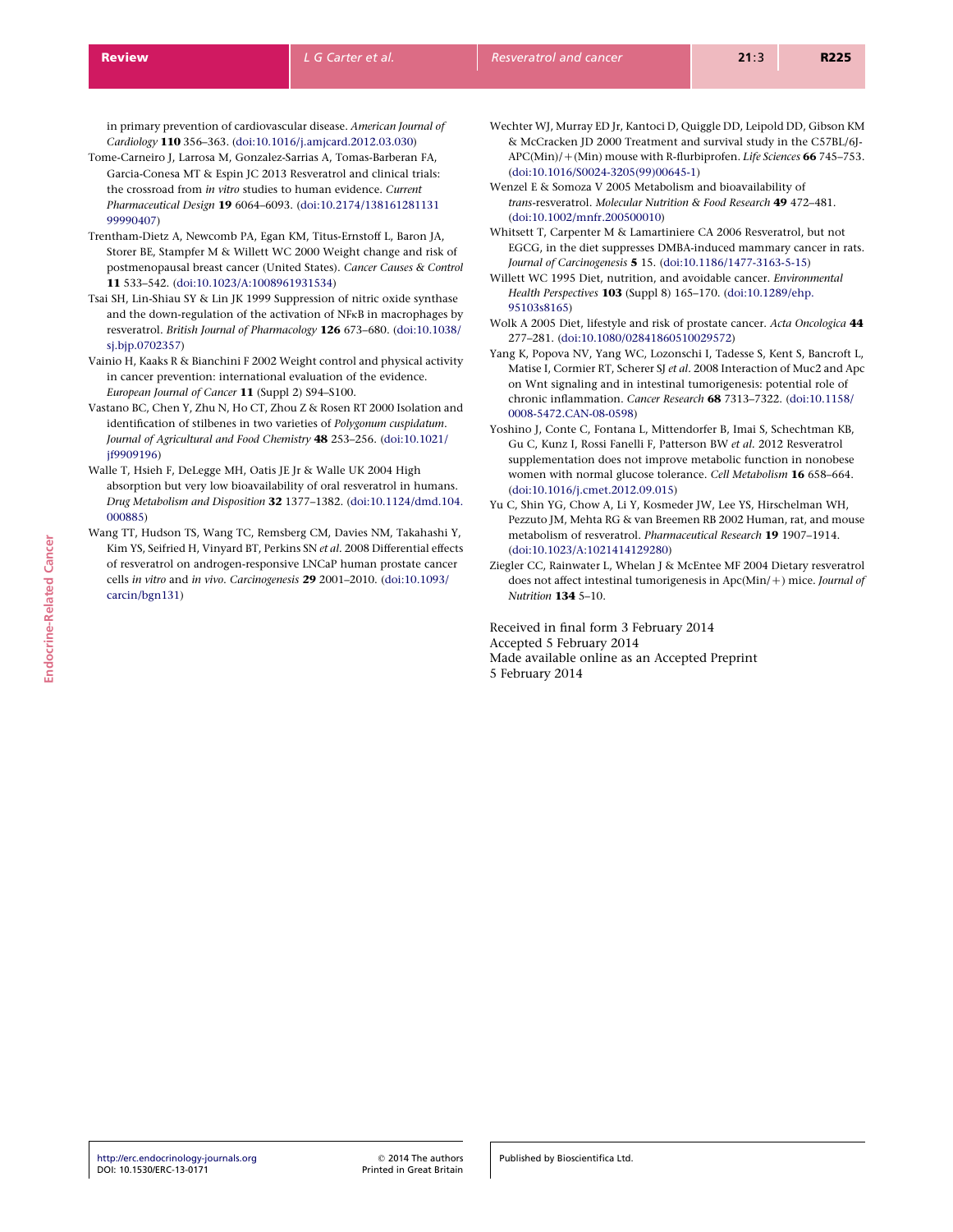in primary prevention of cardiovascular disease. *American Journal of Cardiology* **110** 356–363. (doi:10.1016/j.amjcard.2012.03.030)

Tome-Carneiro J, Larrosa M, Gonzalez-Sarrias A, Tomas-Barberan FA, Garcia-Conesa MT & Espin JC 2013 Resveratrol and clinical trials: the crossroad from *in vitro* studies to human evidence. *Current Pharmaceutical Design* **19** 6064–6093. (doi:10.2174/138161281131 99990407)

Trentham-Dietz A, Newcomb PA, Egan KM, Titus-Ernstoff L, Baron JA, Storer BE, Stampfer M & Willett WC 2000 Weight change and risk of postmenopausal breast cancer (United States). *Cancer Causes & Control* **11** 533–542. (doi:10.1023/A:1008961931534)

Tsai SH, Lin-Shiau SY & Lin JK 1999 Suppression of nitric oxide synthase and the down-regulation of the activation of NFκB in macrophages by resveratrol. *British Journal of Pharmacology* **126** 673–680. (doi:10.1038/sj.bjp.0702357)

Vainio H, Kaaks R & Bianchini F 2002 Weight control and physical activity in cancer prevention: international evaluation of the evidence. *European Journal of Cancer* **11** (Suppl 2) S94–S100.

Vastano BC, Chen Y, Zhu N, Ho CT, Zhou Z & Rosen RT 2000 Isolation and identification of stilbenes in two varieties of *Polygonum cuspidatum*. *Journal of Agricultural and Food Chemistry* **48** 253–256. (doi:10.1021/jf9909196)

Walle T, Hsieh F, DeLegge MH, Oatis JE Jr & Walle UK 2004 High absorption but very low bioavailability of oral resveratrol in humans. *Drug Metabolism and Disposition* **32** 1377–1382. (doi:10.1124/dmd.104.000885)

Wang TT, Hudson TS, Wang TC, Remsberg CM, Davies NM, Takahashi Y, Kim YS, Seifried H, Vinyard BT, Perkins SN *et al.* 2008 Differential effects of resveratrol on androgen-responsive LNCaP human prostate cancer cells *in vitro* and *in vivo*. *Carcinogenesis* **29** 2001–2010. (doi:10.1093/carcin/bgn131)

Wechter WJ, Murray ED Jr, Kantoci D, Quiggle DD, Leipold DD, Gibson KM & McCracken JD 2000 Treatment and survival study in the C57BL/6J-APC(Min)/+(Min) mouse with R-flurbiprofen. *Life Sciences* **66** 745–753. (doi:10.1016/S0024-3205(99)00645-1)

Wenzel E & Somoza V 2005 Metabolism and bioavailability of *trans*-resveratrol. *Molecular Nutrition & Food Research* **49** 472–481. (doi:10.1002/mnfr.200500010)

Whitsett T, Carpenter M & Lamartiniere CA 2006 Resveratrol, but not EGCG, in the diet suppresses DMBA-induced mammary cancer in rats. *Journal of Carcinogenesis* **5** 15. (doi:10.1186/1477-3163-5-15)

Willett WC 1995 Diet, nutrition, and avoidable cancer. *Environmental Health Perspectives* **103** (Suppl 8) 165–170. (doi:10.1289/ehp.95103s8165)

Wolk A 2005 Diet, lifestyle and risk of prostate cancer. *Acta Oncologica* **44** 277–281. (doi:10.1080/02841860510029572)

Yang K, Popova NV, Yang WC, Lozonschi I, Tadesse S, Kent S, Bancroft L, Matise I, Cormier RT, Scherer SJ *et al.* 2008 Interaction of Muc2 and Apc on Wnt signaling and in intestinal tumorigenesis: potential role of chronic inflammation. *Cancer Research* **68** 7313–7322. (doi:10.1158/0008-5472.CAN-08-0598)

Yoshino J, Conte C, Fontana L, Mittendorfer B, Imai S, Schechtman KB, Gu C, Kunz I, Rossi Fanelli F, Patterson BW *et al.* 2012 Resveratrol supplementation does not improve metabolic function in nonobese women with normal glucose tolerance. *Cell Metabolism* **16** 658–664. (doi:10.1016/j.cmet.2012.09.015)

Yu C, Shin YG, Chow A, Li Y, Kosmeder JW, Lee YS, Hirschelman WH, Pezzuto JM, Mehta RG & van Breemen RB 2002 Human, rat, and mouse metabolism of resveratrol. *Pharmaceutical Research* **19** 1907–1914. (doi:10.1023/A:1021414129280)

Ziegler CC, Rainwater L, Whelan J & McEntee MF 2004 Dietary resveratrol does not affect intestinal tumorigenesis in Apc(Min/+) mice. *Journal of Nutrition* **134** 5–10.

Received in final form 3 February 2014
Accepted 5 February 2014
Made available online as an Accepted Preprint
5 February 2014